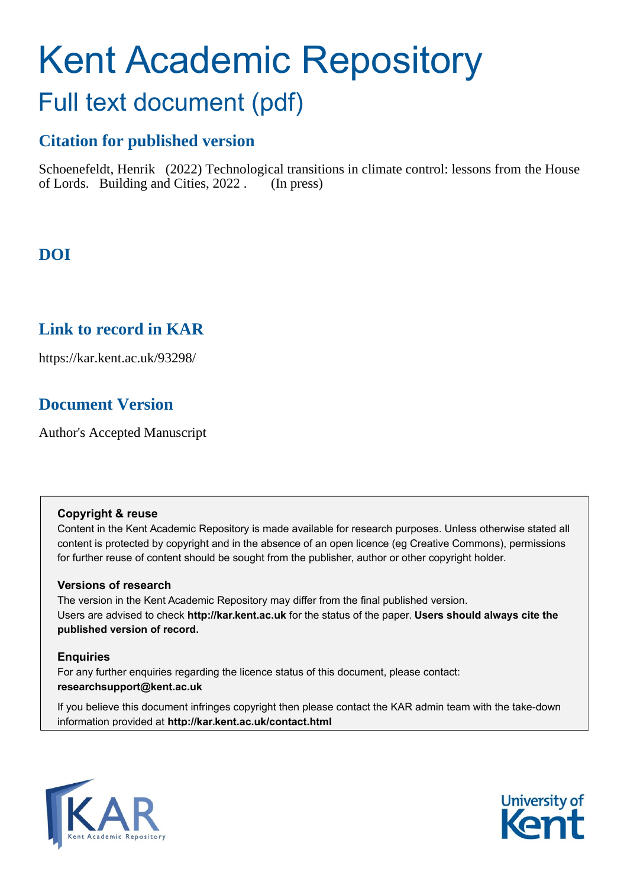# Kent Academic Repository

## Full text document (pdf)

### Citation for published version

Schoenefeldt, Henrik (2022) Technological transitions in climate control: lessons from the House of Lords. Building and Cities, 2022 . (In press)

### DOI

### Link to record in KAR

https://kar.kent.ac.uk/93298/

### Document Version

Author's Accepted Manuscript

**Copyright & reuse**
Content in the Kent Academic Repository is made available for research purposes. Unless otherwise stated all content is protected by copyright and in the absence of an open licence (eg Creative Commons), permissions for further reuse of content should be sought from the publisher, author or other copyright holder.

**Versions of research**
The version in the Kent Academic Repository may differ from the final published version.
Users are advised to check **http://kar.kent.ac.uk** for the status of the paper. **Users should always cite the published version of record.**

**Enquiries**
For any further enquiries regarding the licence status of this document, please contact:
**researchsupport@kent.ac.uk**

If you believe this document infringes copyright then please contact the KAR admin team with the take-down information provided at **http://kar.kent.ac.uk/contact.html**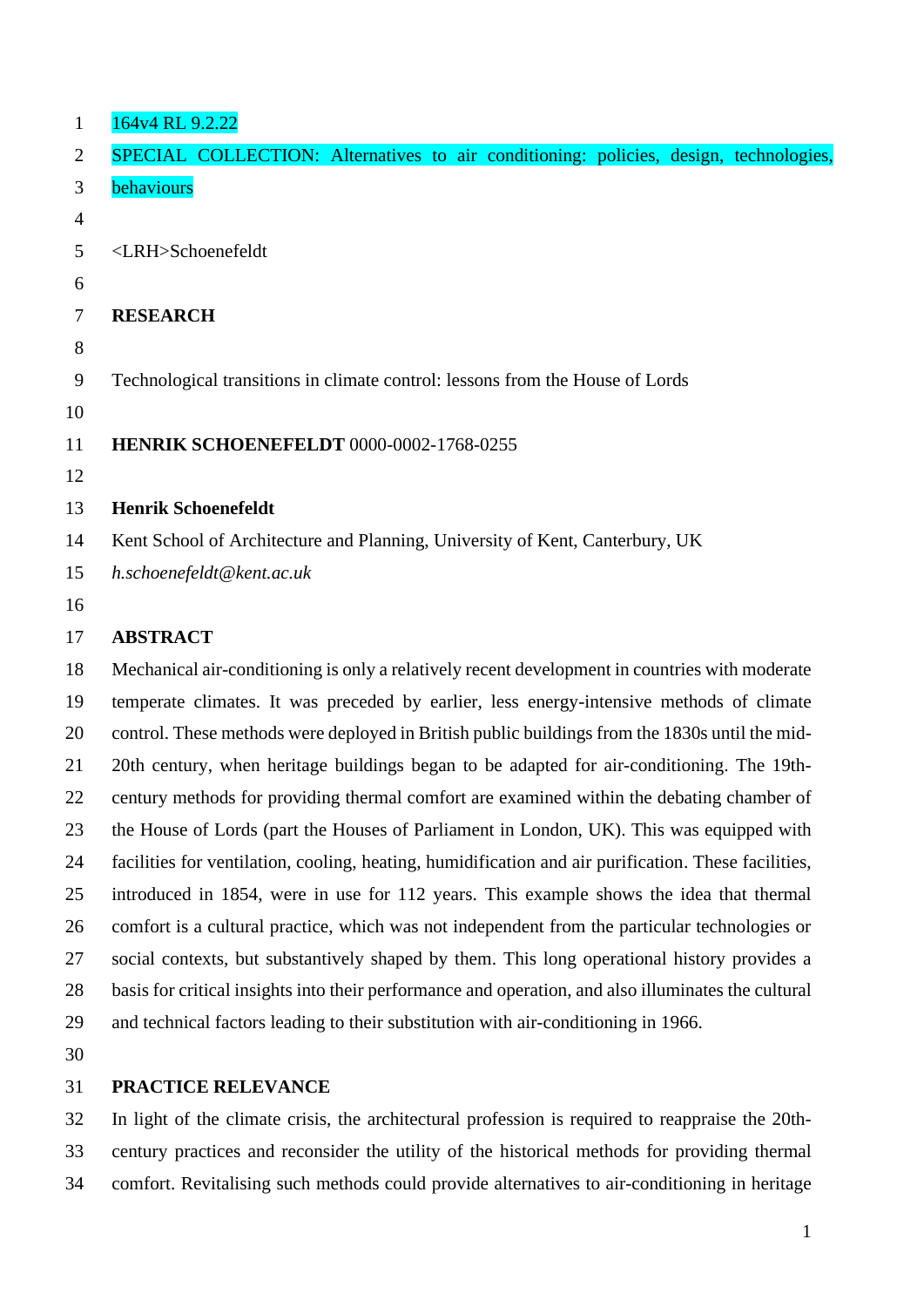164v4 RL 9.2.22

SPECIAL COLLECTION: Alternatives to air conditioning: policies, design, technologies, behaviours

<LRH>Schoenefeldt

**RESEARCH**

Technological transitions in climate control: lessons from the House of Lords

**HENRIK SCHOENEFELDT** 0000-0002-1768-0255

**Henrik Schoenefeldt**

Kent School of Architecture and Planning, University of Kent, Canterbury, UK

*h.schoenefeldt@kent.ac.uk*

**ABSTRACT**

Mechanical air-conditioning is only a relatively recent development in countries with moderate temperate climates. It was preceded by earlier, less energy-intensive methods of climate control. These methods were deployed in British public buildings from the 1830s until the mid-20th century, when heritage buildings began to be adapted for air-conditioning. The 19th-century methods for providing thermal comfort are examined within the debating chamber of the House of Lords (part the Houses of Parliament in London, UK). This was equipped with facilities for ventilation, cooling, heating, humidification and air purification. These facilities, introduced in 1854, were in use for 112 years. This example shows the idea that thermal comfort is a cultural practice, which was not independent from the particular technologies or social contexts, but substantively shaped by them. This long operational history provides a basis for critical insights into their performance and operation, and also illuminates the cultural and technical factors leading to their substitution with air-conditioning in 1966.

**PRACTICE RELEVANCE**

In light of the climate crisis, the architectural profession is required to reappraise the 20th-century practices and reconsider the utility of the historical methods for providing thermal comfort. Revitalising such methods could provide alternatives to air-conditioning in heritage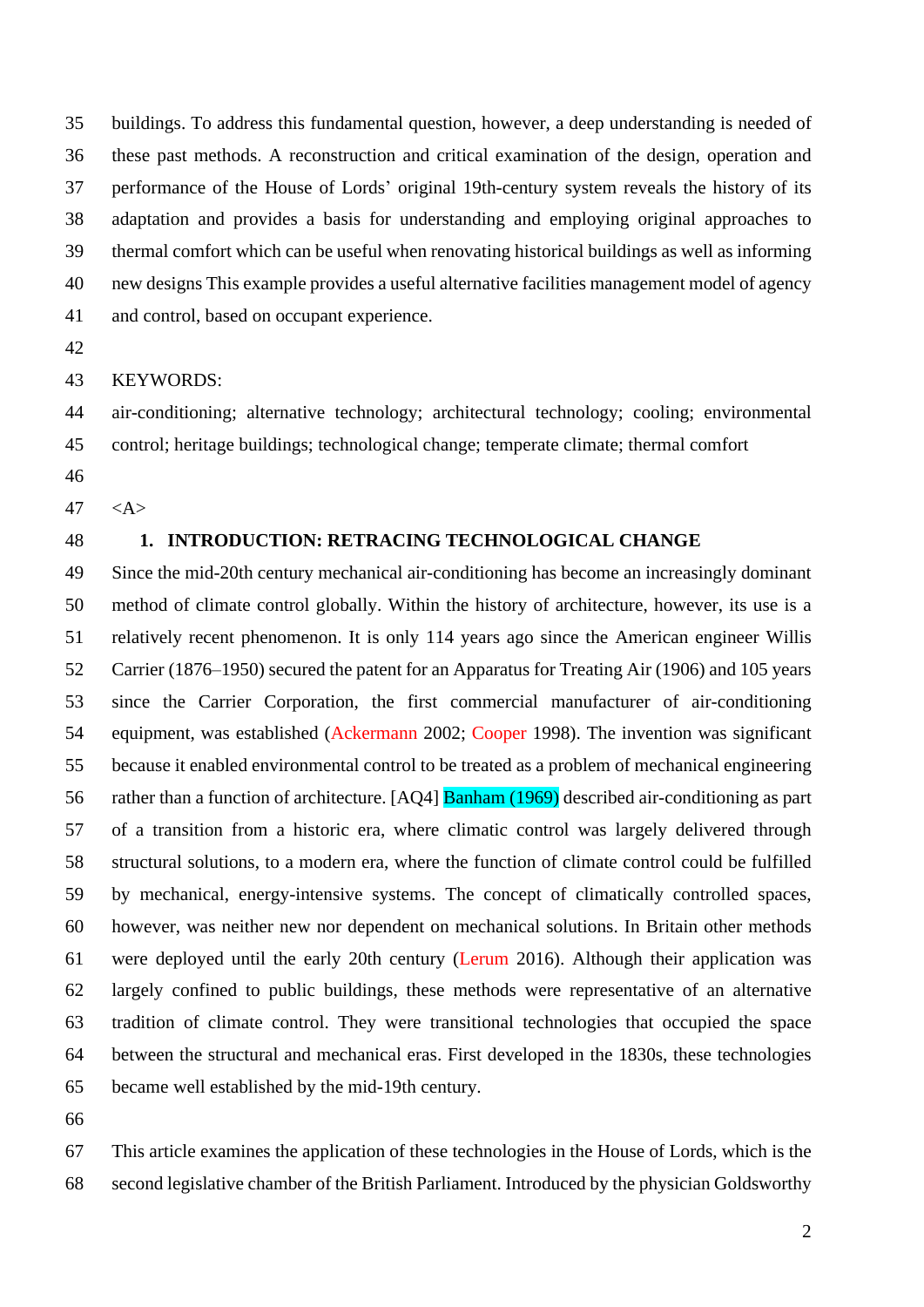buildings. To address this fundamental question, however, a deep understanding is needed of these past methods. A reconstruction and critical examination of the design, operation and performance of the House of Lords' original 19th-century system reveals the history of its adaptation and provides a basis for understanding and employing original approaches to thermal comfort which can be useful when renovating historical buildings as well as informing new designs This example provides a useful alternative facilities management model of agency and control, based on occupant experience.

KEYWORDS:

air-conditioning; alternative technology; architectural technology; cooling; environmental control; heritage buildings; technological change; temperate climate; thermal comfort

<A>

## 1. INTRODUCTION: RETRACING TECHNOLOGICAL CHANGE

Since the mid-20th century mechanical air-conditioning has become an increasingly dominant method of climate control globally. Within the history of architecture, however, its use is a relatively recent phenomenon. It is only 114 years ago since the American engineer Willis Carrier (1876–1950) secured the patent for an Apparatus for Treating Air (1906) and 105 years since the Carrier Corporation, the first commercial manufacturer of air-conditioning equipment, was established (Ackermann 2002; Cooper 1998). The invention was significant because it enabled environmental control to be treated as a problem of mechanical engineering rather than a function of architecture. [AQ4] Banham (1969) described air-conditioning as part of a transition from a historic era, where climatic control was largely delivered through structural solutions, to a modern era, where the function of climate control could be fulfilled by mechanical, energy-intensive systems. The concept of climatically controlled spaces, however, was neither new nor dependent on mechanical solutions. In Britain other methods were deployed until the early 20th century (Lerum 2016). Although their application was largely confined to public buildings, these methods were representative of an alternative tradition of climate control. They were transitional technologies that occupied the space between the structural and mechanical eras. First developed in the 1830s, these technologies became well established by the mid-19th century.

This article examines the application of these technologies in the House of Lords, which is the second legislative chamber of the British Parliament. Introduced by the physician Goldsworthy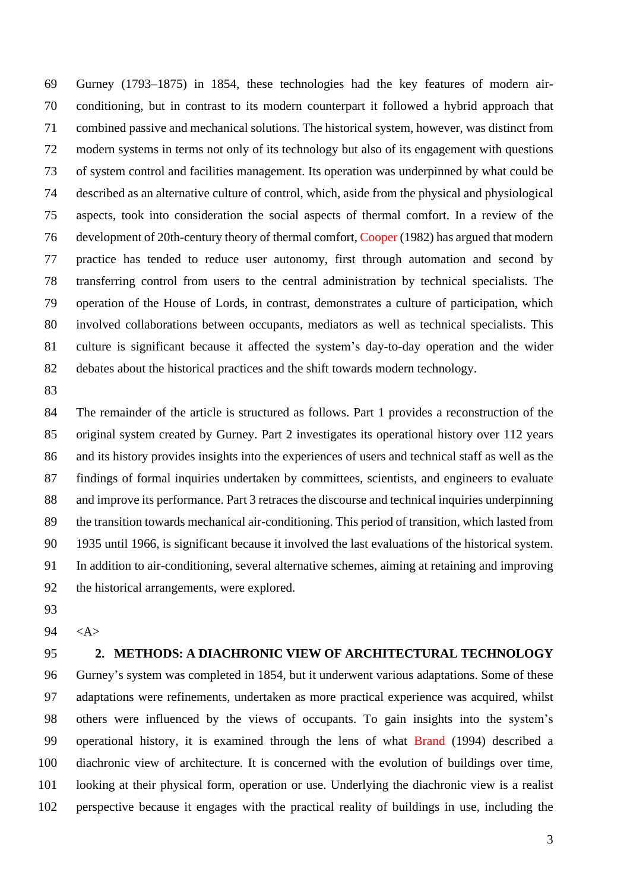Gurney (1793–1875) in 1854, these technologies had the key features of modern air-conditioning, but in contrast to its modern counterpart it followed a hybrid approach that combined passive and mechanical solutions. The historical system, however, was distinct from modern systems in terms not only of its technology but also of its engagement with questions of system control and facilities management. Its operation was underpinned by what could be described as an alternative culture of control, which, aside from the physical and physiological aspects, took into consideration the social aspects of thermal comfort. In a review of the development of 20th-century theory of thermal comfort, Cooper (1982) has argued that modern practice has tended to reduce user autonomy, first through automation and second by transferring control from users to the central administration by technical specialists. The operation of the House of Lords, in contrast, demonstrates a culture of participation, which involved collaborations between occupants, mediators as well as technical specialists. This culture is significant because it affected the system's day-to-day operation and the wider debates about the historical practices and the shift towards modern technology.

The remainder of the article is structured as follows. Part 1 provides a reconstruction of the original system created by Gurney. Part 2 investigates its operational history over 112 years and its history provides insights into the experiences of users and technical staff as well as the findings of formal inquiries undertaken by committees, scientists, and engineers to evaluate and improve its performance. Part 3 retraces the discourse and technical inquiries underpinning the transition towards mechanical air-conditioning. This period of transition, which lasted from 1935 until 1966, is significant because it involved the last evaluations of the historical system. In addition to air-conditioning, several alternative schemes, aiming at retaining and improving the historical arrangements, were explored.

<A>

## 2. METHODS: A DIACHRONIC VIEW OF ARCHITECTURAL TECHNOLOGY

Gurney's system was completed in 1854, but it underwent various adaptations. Some of these adaptations were refinements, undertaken as more practical experience was acquired, whilst others were influenced by the views of occupants. To gain insights into the system's operational history, it is examined through the lens of what Brand (1994) described a diachronic view of architecture. It is concerned with the evolution of buildings over time, looking at their physical form, operation or use. Underlying the diachronic view is a realist perspective because it engages with the practical reality of buildings in use, including the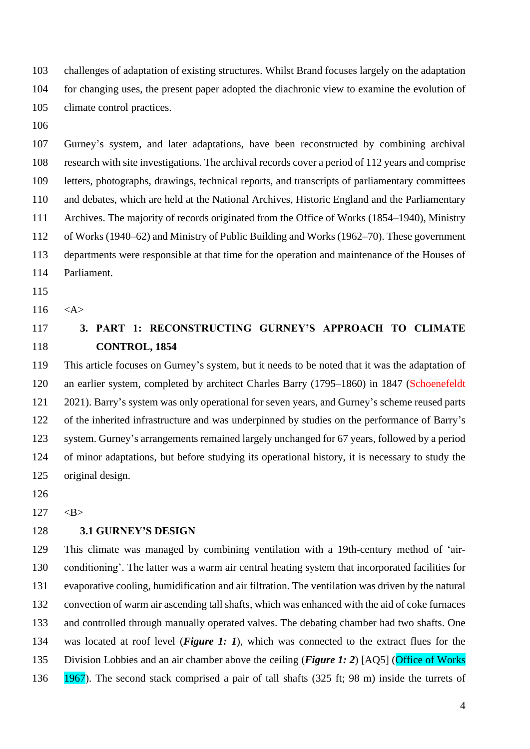challenges of adaptation of existing structures. Whilst Brand focuses largely on the adaptation for changing uses, the present paper adopted the diachronic view to examine the evolution of climate control practices.

Gurney's system, and later adaptations, have been reconstructed by combining archival research with site investigations. The archival records cover a period of 112 years and comprise letters, photographs, drawings, technical reports, and transcripts of parliamentary committees and debates, which are held at the National Archives, Historic England and the Parliamentary Archives. The majority of records originated from the Office of Works (1854–1940), Ministry of Works (1940–62) and Ministry of Public Building and Works (1962–70). These government departments were responsible at that time for the operation and maintenance of the Houses of Parliament.

<A>

## 3. PART 1: RECONSTRUCTING GURNEY'S APPROACH TO CLIMATE CONTROL, 1854

This article focuses on Gurney's system, but it needs to be noted that it was the adaptation of an earlier system, completed by architect Charles Barry (1795–1860) in 1847 (Schoenefeldt 2021). Barry's system was only operational for seven years, and Gurney's scheme reused parts of the inherited infrastructure and was underpinned by studies on the performance of Barry's system. Gurney's arrangements remained largely unchanged for 67 years, followed by a period of minor adaptations, but before studying its operational history, it is necessary to study the original design.

<B>

### 3.1 GURNEY'S DESIGN

This climate was managed by combining ventilation with a 19th-century method of 'air-conditioning'. The latter was a warm air central heating system that incorporated facilities for evaporative cooling, humidification and air filtration. The ventilation was driven by the natural convection of warm air ascending tall shafts, which was enhanced with the aid of coke furnaces and controlled through manually operated valves. The debating chamber had two shafts. One was located at roof level (***Figure 1: 1***), which was connected to the extract flues for the Division Lobbies and an air chamber above the ceiling (***Figure 1: 2***) [AQ5] (Office of Works 1967). The second stack comprised a pair of tall shafts (325 ft; 98 m) inside the turrets of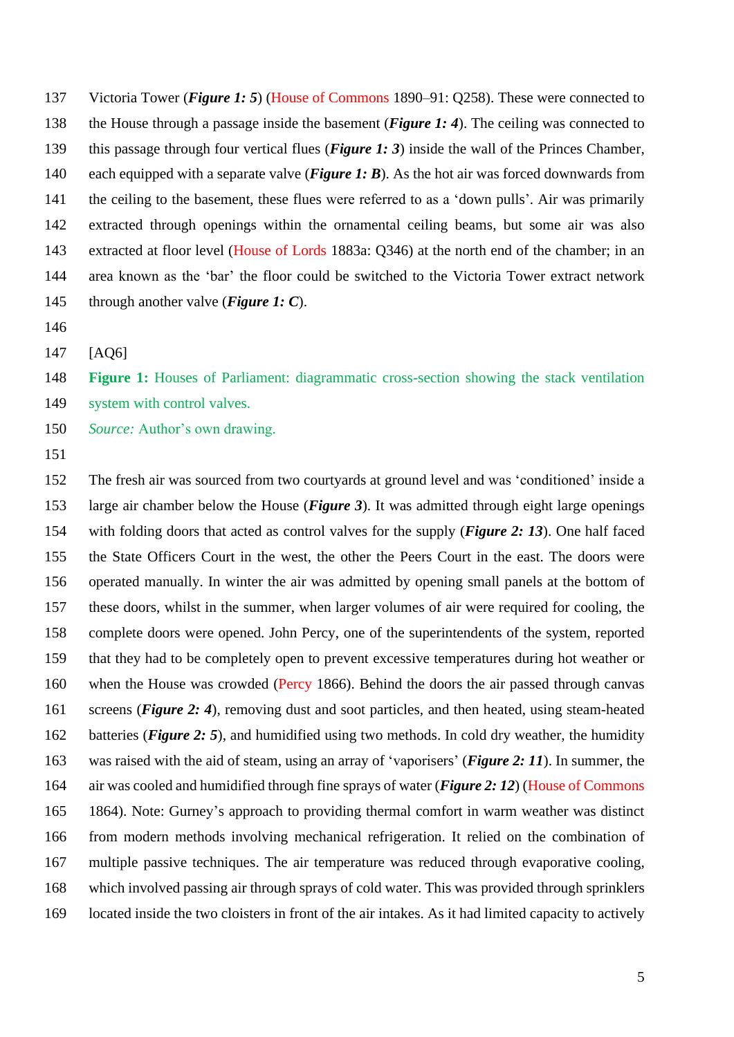Victoria Tower (***Figure 1: 5***) (House of Commons 1890–91: Q258). These were connected to the House through a passage inside the basement (***Figure 1: 4***). The ceiling was connected to this passage through four vertical flues (***Figure 1: 3***) inside the wall of the Princes Chamber, each equipped with a separate valve (***Figure 1: B***). As the hot air was forced downwards from the ceiling to the basement, these flues were referred to as a 'down pulls'. Air was primarily extracted through openings within the ornamental ceiling beams, but some air was also extracted at floor level (House of Lords 1883a: Q346) at the north end of the chamber; in an area known as the 'bar' the floor could be switched to the Victoria Tower extract network through another valve (***Figure 1: C***).

[AQ6]

**Figure 1:** Houses of Parliament: diagrammatic cross-section showing the stack ventilation system with control valves.

*Source:* Author's own drawing.

The fresh air was sourced from two courtyards at ground level and was 'conditioned' inside a large air chamber below the House (***Figure 3***). It was admitted through eight large openings with folding doors that acted as control valves for the supply (***Figure 2: 13***). One half faced the State Officers Court in the west, the other the Peers Court in the east. The doors were operated manually. In winter the air was admitted by opening small panels at the bottom of these doors, whilst in the summer, when larger volumes of air were required for cooling, the complete doors were opened. John Percy, one of the superintendents of the system, reported that they had to be completely open to prevent excessive temperatures during hot weather or when the House was crowded (Percy 1866). Behind the doors the air passed through canvas screens (***Figure 2: 4***), removing dust and soot particles, and then heated, using steam-heated batteries (***Figure 2: 5***), and humidified using two methods. In cold dry weather, the humidity was raised with the aid of steam, using an array of 'vaporisers' (***Figure 2: 11***). In summer, the air was cooled and humidified through fine sprays of water (***Figure 2: 12***) (House of Commons 1864). Note: Gurney's approach to providing thermal comfort in warm weather was distinct from modern methods involving mechanical refrigeration. It relied on the combination of multiple passive techniques. The air temperature was reduced through evaporative cooling, which involved passing air through sprays of cold water. This was provided through sprinklers located inside the two cloisters in front of the air intakes. As it had limited capacity to actively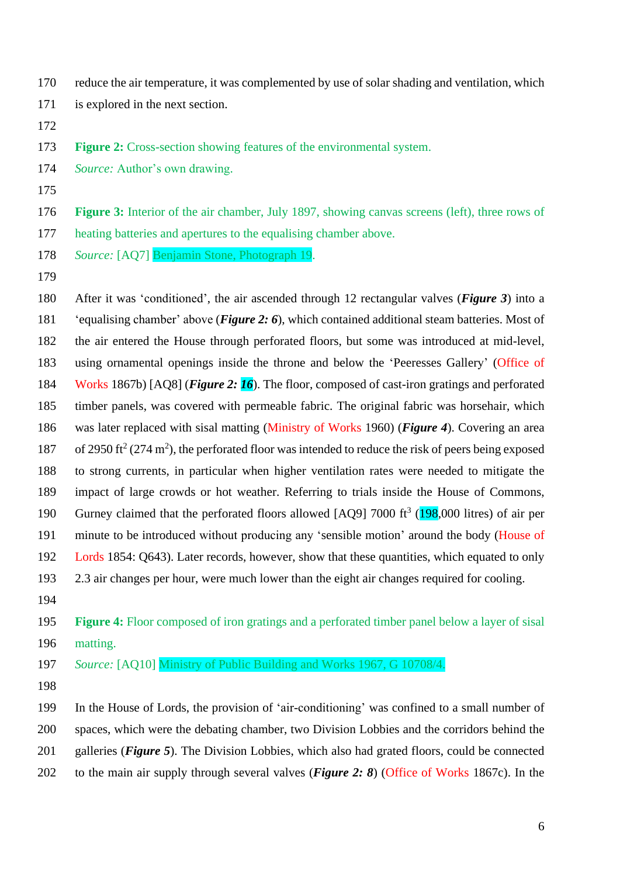reduce the air temperature, it was complemented by use of solar shading and ventilation, which is explored in the next section.

**Figure 2:** Cross-section showing features of the environmental system.
*Source:* Author's own drawing.

**Figure 3:** Interior of the air chamber, July 1897, showing canvas screens (left), three rows of heating batteries and apertures to the equalising chamber above.
*Source:* [AQ7] Benjamin Stone, Photograph 19.

After it was 'conditioned', the air ascended through 12 rectangular valves (***Figure 3***) into a 'equalising chamber' above (***Figure 2: 6***), which contained additional steam batteries. Most of the air entered the House through perforated floors, but some was introduced at mid-level, using ornamental openings inside the throne and below the 'Peeresses Gallery' (Office of Works 1867b) [AQ8] (***Figure 2: 16***). The floor, composed of cast-iron gratings and perforated timber panels, was covered with permeable fabric. The original fabric was horsehair, which was later replaced with sisal matting (Ministry of Works 1960) (***Figure 4***). Covering an area of 2950 $ft^2$ (274 $m^2$), the perforated floor was intended to reduce the risk of peers being exposed to strong currents, in particular when higher ventilation rates were needed to mitigate the impact of large crowds or hot weather. Referring to trials inside the House of Commons, Gurney claimed that the perforated floors allowed [AQ9] 7000 $ft^3$ (198,000 litres) of air per minute to be introduced without producing any 'sensible motion' around the body (House of Lords 1854: Q643). Later records, however, show that these quantities, which equated to only 2.3 air changes per hour, were much lower than the eight air changes required for cooling.

**Figure 4:** Floor composed of iron gratings and a perforated timber panel below a layer of sisal matting.
*Source:* [AQ10] Ministry of Public Building and Works 1967, G 10708/4.

In the House of Lords, the provision of 'air-conditioning' was confined to a small number of spaces, which were the debating chamber, two Division Lobbies and the corridors behind the galleries (***Figure 5***). The Division Lobbies, which also had grated floors, could be connected to the main air supply through several valves (***Figure 2: 8***) (Office of Works 1867c). In the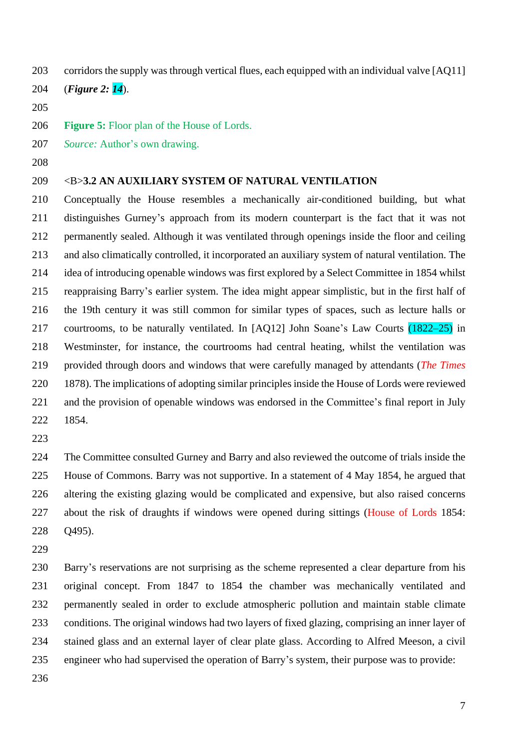corridors the supply was through vertical flues, each equipped with an individual valve [AQ11] (***Figure 2: 14***).

**Figure 5:** Floor plan of the House of Lords.

*Source:* Author's own drawing.

## <B>3.2 AN AUXILIARY SYSTEM OF NATURAL VENTILATION

Conceptually the House resembles a mechanically air-conditioned building, but what distinguishes Gurney's approach from its modern counterpart is the fact that it was not permanently sealed. Although it was ventilated through openings inside the floor and ceiling and also climatically controlled, it incorporated an auxiliary system of natural ventilation. The idea of introducing openable windows was first explored by a Select Committee in 1854 whilst reappraising Barry's earlier system. The idea might appear simplistic, but in the first half of the 19th century it was still common for similar types of spaces, such as lecture halls or courtrooms, to be naturally ventilated. In [AQ12] John Soane's Law Courts (1822–25) in Westminster, for instance, the courtrooms had central heating, whilst the ventilation was provided through doors and windows that were carefully managed by attendants (*The Times* 1878). The implications of adopting similar principles inside the House of Lords were reviewed and the provision of openable windows was endorsed in the Committee's final report in July 1854.

The Committee consulted Gurney and Barry and also reviewed the outcome of trials inside the House of Commons. Barry was not supportive. In a statement of 4 May 1854, he argued that altering the existing glazing would be complicated and expensive, but also raised concerns about the risk of draughts if windows were opened during sittings (House of Lords 1854: Q495).

Barry's reservations are not surprising as the scheme represented a clear departure from his original concept. From 1847 to 1854 the chamber was mechanically ventilated and permanently sealed in order to exclude atmospheric pollution and maintain stable climate conditions. The original windows had two layers of fixed glazing, comprising an inner layer of stained glass and an external layer of clear plate glass. According to Alfred Meeson, a civil engineer who had supervised the operation of Barry's system, their purpose was to provide: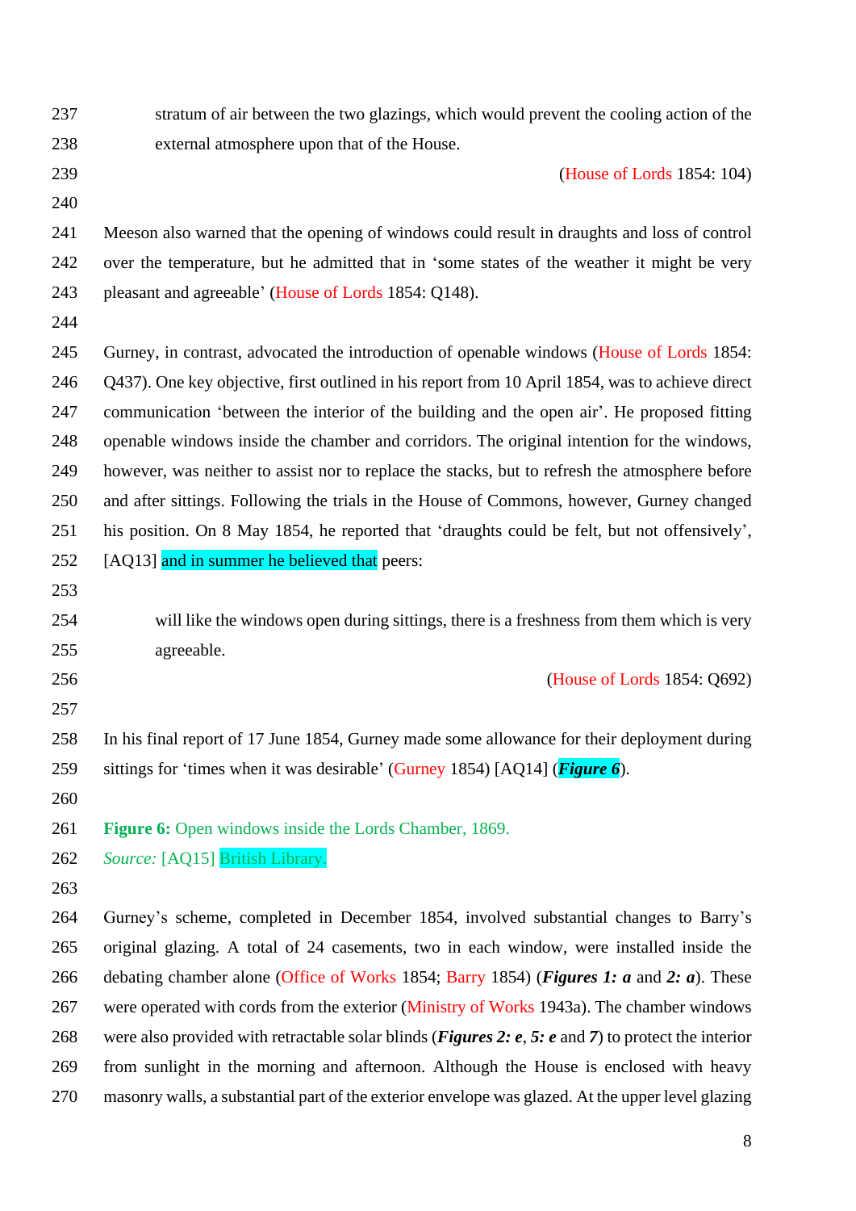> stratum of air between the two glazings, which would prevent the cooling action of the external atmosphere upon that of the House.
>
> (House of Lords 1854: 104)

Meeson also warned that the opening of windows could result in draughts and loss of control over the temperature, but he admitted that in 'some states of the weather it might be very pleasant and agreeable' (House of Lords 1854: Q148).

Gurney, in contrast, advocated the introduction of openable windows (House of Lords 1854: Q437). One key objective, first outlined in his report from 10 April 1854, was to achieve direct communication 'between the interior of the building and the open air'. He proposed fitting openable windows inside the chamber and corridors. The original intention for the windows, however, was neither to assist nor to replace the stacks, but to refresh the atmosphere before and after sittings. Following the trials in the House of Commons, however, Gurney changed his position. On 8 May 1854, he reported that 'draughts could be felt, but not offensively', [AQ13] and in summer he believed that peers:

> will like the windows open during sittings, there is a freshness from them which is very agreeable.
>
> (House of Lords 1854: Q692)

In his final report of 17 June 1854, Gurney made some allowance for their deployment during sittings for 'times when it was desirable' (Gurney 1854) [AQ14] (***Figure 6***).

**Figure 6:** Open windows inside the Lords Chamber, 1869.
*Source:* [AQ15] British Library.

Gurney's scheme, completed in December 1854, involved substantial changes to Barry's original glazing. A total of 24 casements, two in each window, were installed inside the debating chamber alone (Office of Works 1854; Barry 1854) (***Figures 1: a*** and ***2: a***). These were operated with cords from the exterior (Ministry of Works 1943a). The chamber windows were also provided with retractable solar blinds (***Figures 2: e***, ***5: e*** and ***7***) to protect the interior from sunlight in the morning and afternoon. Although the House is enclosed with heavy masonry walls, a substantial part of the exterior envelope was glazed. At the upper level glazing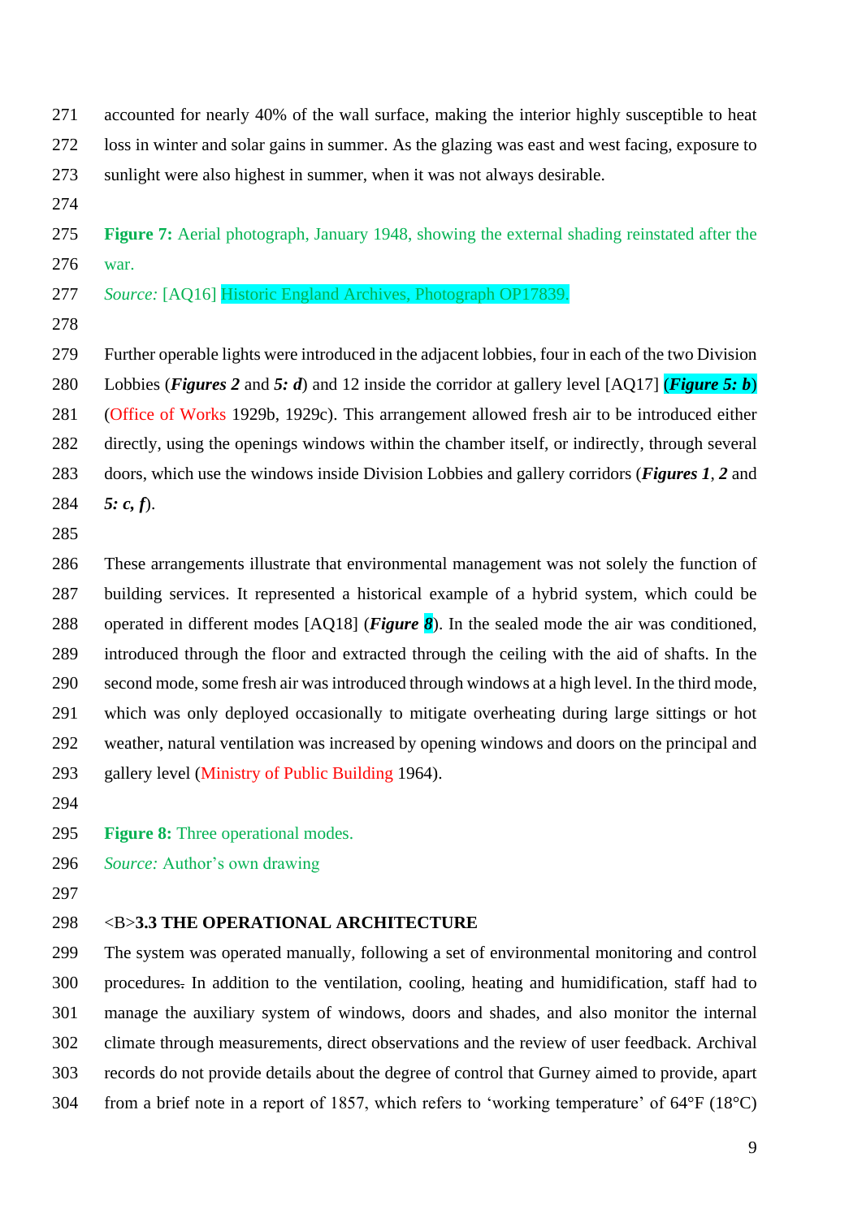accounted for nearly 40% of the wall surface, making the interior highly susceptible to heat loss in winter and solar gains in summer. As the glazing was east and west facing, exposure to sunlight were also highest in summer, when it was not always desirable.

**Figure 7:** Aerial photograph, January 1948, showing the external shading reinstated after the war.

*Source:* [AQ16] Historic England Archives, Photograph OP17839.

Further operable lights were introduced in the adjacent lobbies, four in each of the two Division Lobbies (***Figures 2*** and ***5: d***) and 12 inside the corridor at gallery level [AQ17] (***Figure 5: b***) (Office of Works 1929b, 1929c). This arrangement allowed fresh air to be introduced either directly, using the openings windows within the chamber itself, or indirectly, through several doors, which use the windows inside Division Lobbies and gallery corridors (***Figures 1***, ***2*** and ***5: c, f***).

These arrangements illustrate that environmental management was not solely the function of building services. It represented a historical example of a hybrid system, which could be operated in different modes [AQ18] (***Figure 8***). In the sealed mode the air was conditioned, introduced through the floor and extracted through the ceiling with the aid of shafts. In the second mode, some fresh air was introduced through windows at a high level. In the third mode, which was only deployed occasionally to mitigate overheating during large sittings or hot weather, natural ventilation was increased by opening windows and doors on the principal and gallery level (Ministry of Public Building 1964).

**Figure 8:** Three operational modes.

*Source:* Author's own drawing

<B>**3.3 THE OPERATIONAL ARCHITECTURE**

The system was operated manually, following a set of environmental monitoring and control procedures. In addition to the ventilation, cooling, heating and humidification, staff had to manage the auxiliary system of windows, doors and shades, and also monitor the internal climate through measurements, direct observations and the review of user feedback. Archival records do not provide details about the degree of control that Gurney aimed to provide, apart from a brief note in a report of 1857, which refers to 'working temperature' of 64°F (18°C)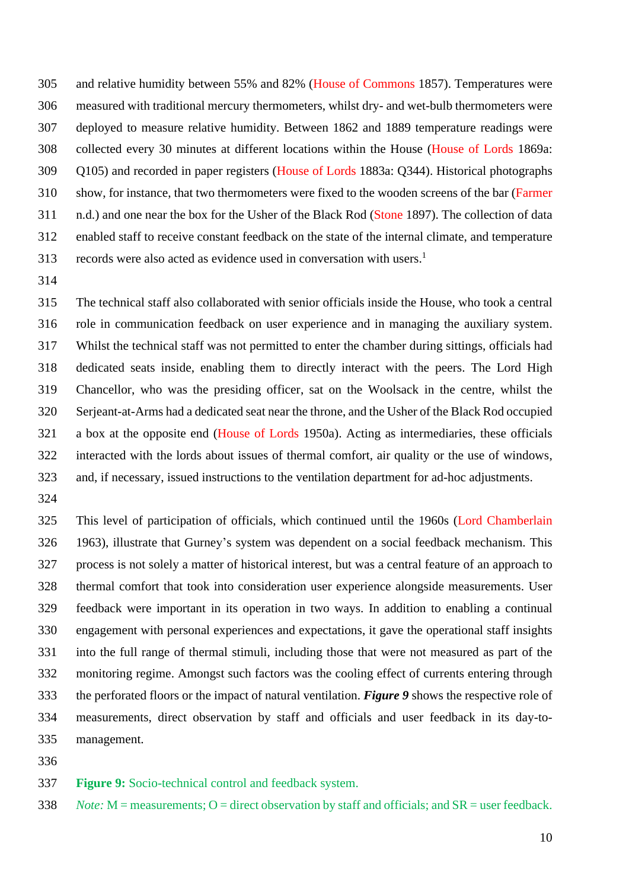and relative humidity between 55% and 82% (House of Commons 1857). Temperatures were measured with traditional mercury thermometers, whilst dry- and wet-bulb thermometers were deployed to measure relative humidity. Between 1862 and 1889 temperature readings were collected every 30 minutes at different locations within the House (House of Lords 1869a: Q105) and recorded in paper registers (House of Lords 1883a: Q344). Historical photographs show, for instance, that two thermometers were fixed to the wooden screens of the bar (Farmer n.d.) and one near the box for the Usher of the Black Rod (Stone 1897). The collection of data enabled staff to receive constant feedback on the state of the internal climate, and temperature records were also acted as evidence used in conversation with users.[1]

The technical staff also collaborated with senior officials inside the House, who took a central role in communication feedback on user experience and in managing the auxiliary system. Whilst the technical staff was not permitted to enter the chamber during sittings, officials had dedicated seats inside, enabling them to directly interact with the peers. The Lord High Chancellor, who was the presiding officer, sat on the Woolsack in the centre, whilst the Serjeant-at-Arms had a dedicated seat near the throne, and the Usher of the Black Rod occupied a box at the opposite end (House of Lords 1950a). Acting as intermediaries, these officials interacted with the lords about issues of thermal comfort, air quality or the use of windows, and, if necessary, issued instructions to the ventilation department for ad-hoc adjustments.

This level of participation of officials, which continued until the 1960s (Lord Chamberlain 1963), illustrate that Gurney's system was dependent on a social feedback mechanism. This process is not solely a matter of historical interest, but was a central feature of an approach to thermal comfort that took into consideration user experience alongside measurements. User feedback were important in its operation in two ways. In addition to enabling a continual engagement with personal experiences and expectations, it gave the operational staff insights into the full range of thermal stimuli, including those that were not measured as part of the monitoring regime. Amongst such factors was the cooling effect of currents entering through the perforated floors or the impact of natural ventilation. ***Figure 9*** shows the respective role of measurements, direct observation by staff and officials and user feedback in its day-to-management.

**Figure 9:** Socio-technical control and feedback system.

*Note:* M = measurements; O = direct observation by staff and officials; and SR = user feedback.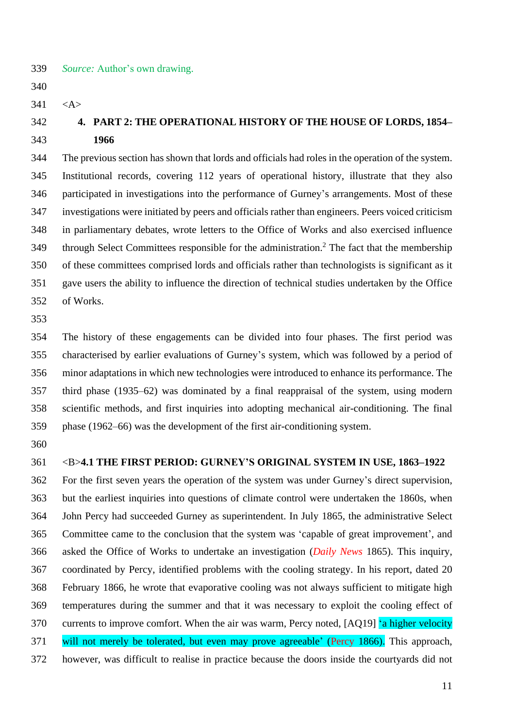*Source:* Author's own drawing.

<A>

## 4. PART 2: THE OPERATIONAL HISTORY OF THE HOUSE OF LORDS, 1854–1966

The previous section has shown that lords and officials had roles in the operation of the system. Institutional records, covering 112 years of operational history, illustrate that they also participated in investigations into the performance of Gurney's arrangements. Most of these investigations were initiated by peers and officials rather than engineers. Peers voiced criticism in parliamentary debates, wrote letters to the Office of Works and also exercised influence through Select Committees responsible for the administration.[2] The fact that the membership of these committees comprised lords and officials rather than technologists is significant as it gave users the ability to influence the direction of technical studies undertaken by the Office of Works.

The history of these engagements can be divided into four phases. The first period was characterised by earlier evaluations of Gurney's system, which was followed by a period of minor adaptations in which new technologies were introduced to enhance its performance. The third phase (1935–62) was dominated by a final reappraisal of the system, using modern scientific methods, and first inquiries into adopting mechanical air-conditioning. The final phase (1962–66) was the development of the first air-conditioning system.

<B>

### 4.1 THE FIRST PERIOD: GURNEY'S ORIGINAL SYSTEM IN USE, 1863–1922

For the first seven years the operation of the system was under Gurney's direct supervision, but the earliest inquiries into questions of climate control were undertaken the 1860s, when John Percy had succeeded Gurney as superintendent. In July 1865, the administrative Select Committee came to the conclusion that the system was 'capable of great improvement', and asked the Office of Works to undertake an investigation (*Daily News* 1865). This inquiry, coordinated by Percy, identified problems with the cooling strategy. In his report, dated 20 February 1866, he wrote that evaporative cooling was not always sufficient to mitigate high temperatures during the summer and that it was necessary to exploit the cooling effect of currents to improve comfort. When the air was warm, Percy noted, [AQ19] 'a higher velocity will not merely be tolerated, but even may prove agreeable' (Percy 1866). This approach, however, was difficult to realise in practice because the doors inside the courtyards did not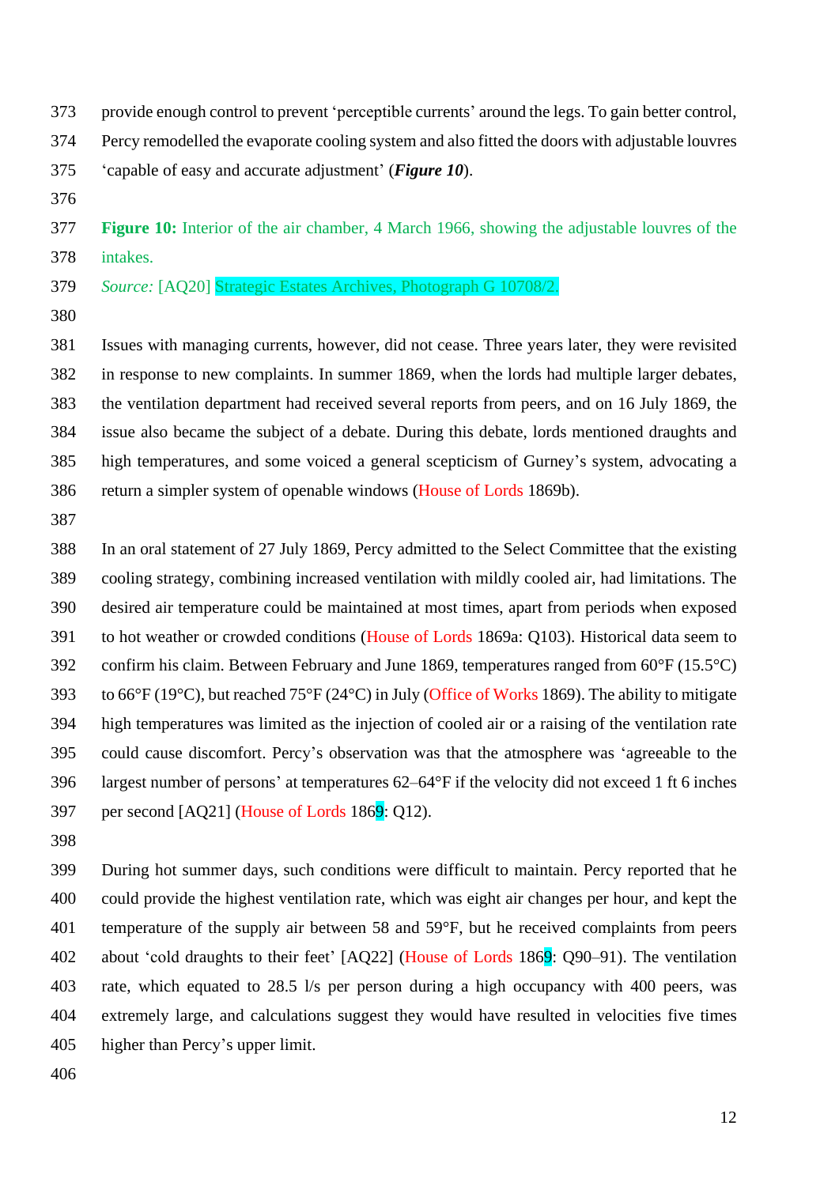provide enough control to prevent 'perceptible currents' around the legs. To gain better control, Percy remodelled the evaporate cooling system and also fitted the doors with adjustable louvres 'capable of easy and accurate adjustment' (***Figure 10***).

**Figure 10:** Interior of the air chamber, 4 March 1966, showing the adjustable louvres of the intakes.

*Source:* [AQ20] Strategic Estates Archives, Photograph G 10708/2.

Issues with managing currents, however, did not cease. Three years later, they were revisited in response to new complaints. In summer 1869, when the lords had multiple larger debates, the ventilation department had received several reports from peers, and on 16 July 1869, the issue also became the subject of a debate. During this debate, lords mentioned draughts and high temperatures, and some voiced a general scepticism of Gurney's system, advocating a return a simpler system of openable windows (House of Lords 1869b).

In an oral statement of 27 July 1869, Percy admitted to the Select Committee that the existing cooling strategy, combining increased ventilation with mildly cooled air, had limitations. The desired air temperature could be maintained at most times, apart from periods when exposed to hot weather or crowded conditions (House of Lords 1869a: Q103). Historical data seem to confirm his claim. Between February and June 1869, temperatures ranged from 60°F (15.5°C) to 66°F (19°C), but reached 75°F (24°C) in July (Office of Works 1869). The ability to mitigate high temperatures was limited as the injection of cooled air or a raising of the ventilation rate could cause discomfort. Percy's observation was that the atmosphere was 'agreeable to the largest number of persons' at temperatures 62–64°F if the velocity did not exceed 1 ft 6 inches per second [AQ21] (House of Lords 1869: Q12).

During hot summer days, such conditions were difficult to maintain. Percy reported that he could provide the highest ventilation rate, which was eight air changes per hour, and kept the temperature of the supply air between 58 and 59°F, but he received complaints from peers about 'cold draughts to their feet' [AQ22] (House of Lords 1869: Q90–91). The ventilation rate, which equated to 28.5 l/s per person during a high occupancy with 400 peers, was extremely large, and calculations suggest they would have resulted in velocities five times higher than Percy's upper limit.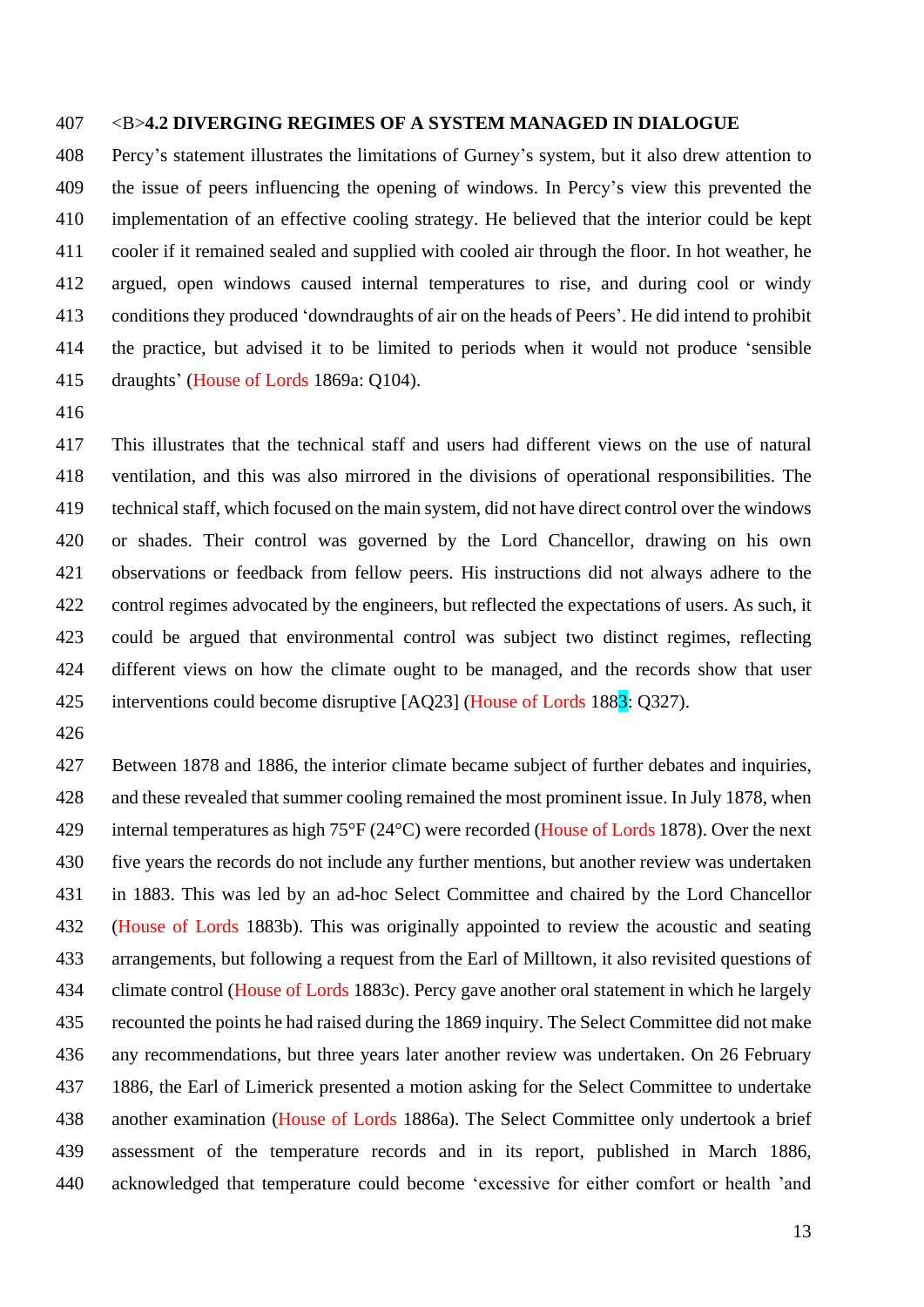## <B>4.2 DIVERGING REGIMES OF A SYSTEM MANAGED IN DIALOGUE

Percy's statement illustrates the limitations of Gurney's system, but it also drew attention to the issue of peers influencing the opening of windows. In Percy's view this prevented the implementation of an effective cooling strategy. He believed that the interior could be kept cooler if it remained sealed and supplied with cooled air through the floor. In hot weather, he argued, open windows caused internal temperatures to rise, and during cool or windy conditions they produced 'downdraughts of air on the heads of Peers'. He did intend to prohibit the practice, but advised it to be limited to periods when it would not produce 'sensible draughts' (House of Lords 1869a: Q104).

This illustrates that the technical staff and users had different views on the use of natural ventilation, and this was also mirrored in the divisions of operational responsibilities. The technical staff, which focused on the main system, did not have direct control over the windows or shades. Their control was governed by the Lord Chancellor, drawing on his own observations or feedback from fellow peers. His instructions did not always adhere to the control regimes advocated by the engineers, but reflected the expectations of users. As such, it could be argued that environmental control was subject two distinct regimes, reflecting different views on how the climate ought to be managed, and the records show that user interventions could become disruptive [AQ23] (House of Lords 1883: Q327).

Between 1878 and 1886, the interior climate became subject of further debates and inquiries, and these revealed that summer cooling remained the most prominent issue. In July 1878, when internal temperatures as high 75°F (24°C) were recorded (House of Lords 1878). Over the next five years the records do not include any further mentions, but another review was undertaken in 1883. This was led by an ad-hoc Select Committee and chaired by the Lord Chancellor (House of Lords 1883b). This was originally appointed to review the acoustic and seating arrangements, but following a request from the Earl of Milltown, it also revisited questions of climate control (House of Lords 1883c). Percy gave another oral statement in which he largely recounted the points he had raised during the 1869 inquiry. The Select Committee did not make any recommendations, but three years later another review was undertaken. On 26 February 1886, the Earl of Limerick presented a motion asking for the Select Committee to undertake another examination (House of Lords 1886a). The Select Committee only undertook a brief assessment of the temperature records and in its report, published in March 1886, acknowledged that temperature could become 'excessive for either comfort or health 'and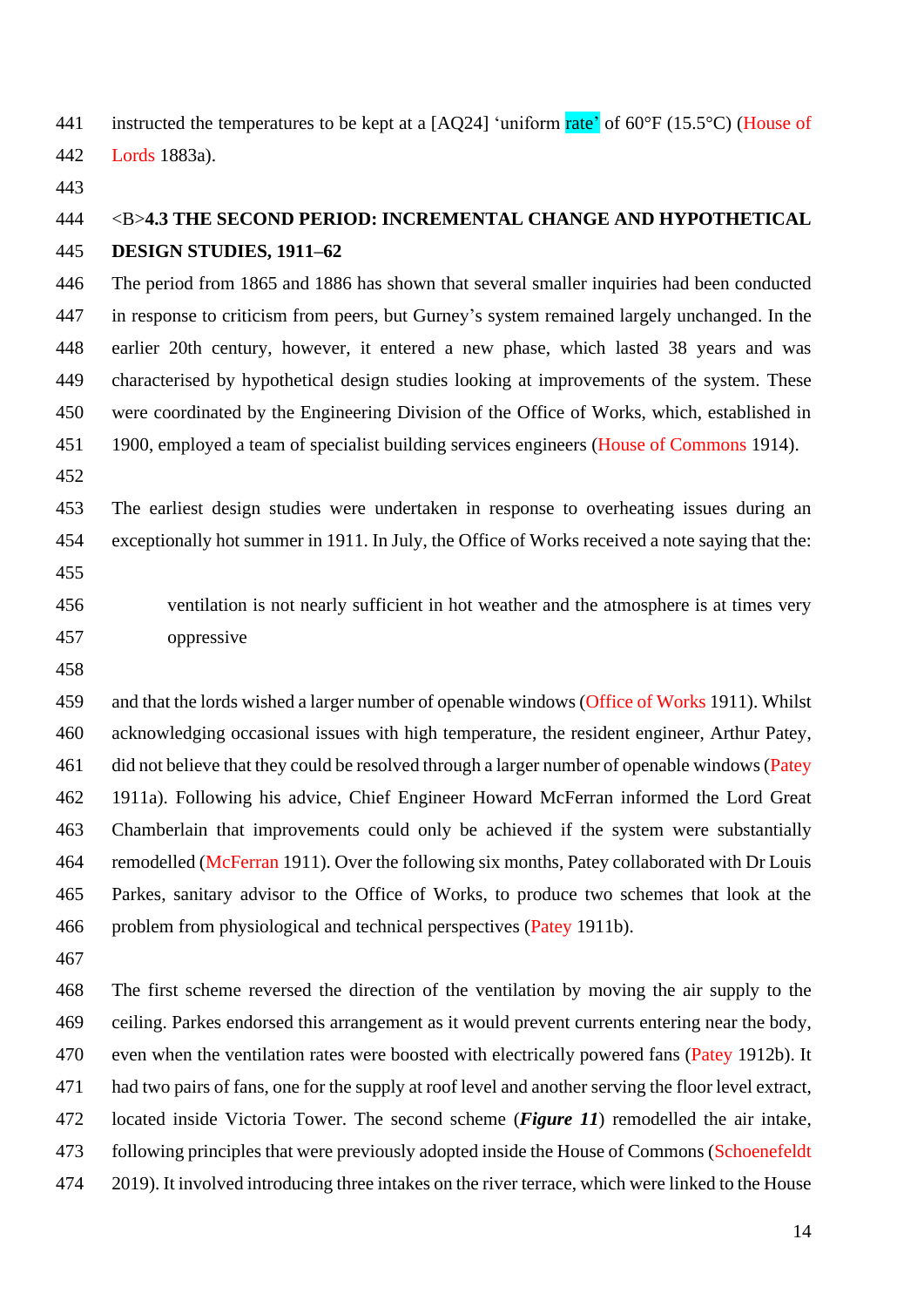instructed the temperatures to be kept at a [AQ24] ‘uniform rate’ of 60°F (15.5°C) (House of Lords 1883a).

## <B>4.3 THE SECOND PERIOD: INCREMENTAL CHANGE AND HYPOTHETICAL DESIGN STUDIES, 1911–62

The period from 1865 and 1886 has shown that several smaller inquiries had been conducted in response to criticism from peers, but Gurney’s system remained largely unchanged. In the earlier 20th century, however, it entered a new phase, which lasted 38 years and was characterised by hypothetical design studies looking at improvements of the system. These were coordinated by the Engineering Division of the Office of Works, which, established in 1900, employed a team of specialist building services engineers (House of Commons 1914).

The earliest design studies were undertaken in response to overheating issues during an exceptionally hot summer in 1911. In July, the Office of Works received a note saying that the:

> ventilation is not nearly sufficient in hot weather and the atmosphere is at times very oppressive

and that the lords wished a larger number of openable windows (Office of Works 1911). Whilst acknowledging occasional issues with high temperature, the resident engineer, Arthur Patey, did not believe that they could be resolved through a larger number of openable windows (Patey 1911a). Following his advice, Chief Engineer Howard McFerran informed the Lord Great Chamberlain that improvements could only be achieved if the system were substantially remodelled (McFerran 1911). Over the following six months, Patey collaborated with Dr Louis Parkes, sanitary advisor to the Office of Works, to produce two schemes that look at the problem from physiological and technical perspectives (Patey 1911b).

The first scheme reversed the direction of the ventilation by moving the air supply to the ceiling. Parkes endorsed this arrangement as it would prevent currents entering near the body, even when the ventilation rates were boosted with electrically powered fans (Patey 1912b). It had two pairs of fans, one for the supply at roof level and another serving the floor level extract, located inside Victoria Tower. The second scheme (***Figure 11***) remodelled the air intake, following principles that were previously adopted inside the House of Commons (Schoenefeldt 2019). It involved introducing three intakes on the river terrace, which were linked to the House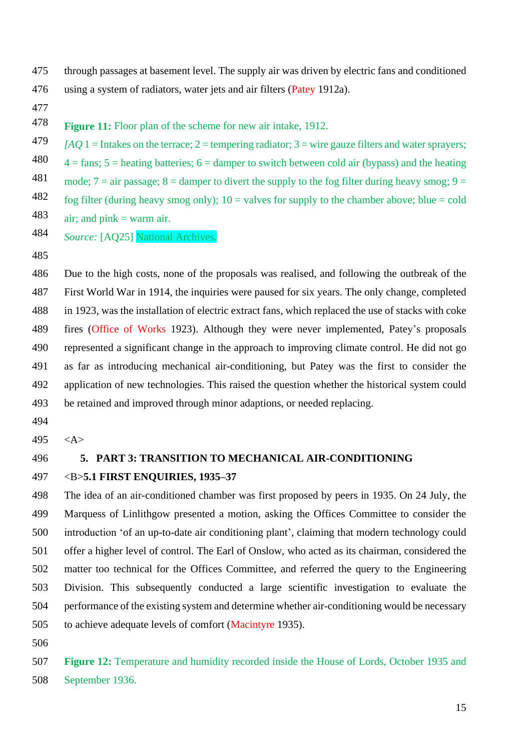through passages at basement level. The supply air was driven by electric fans and conditioned using a system of radiators, water jets and air filters (Patey 1912a).

**Figure 11:** Floor plan of the scheme for new air intake, 1912.

*[AQ* 1 = Intakes on the terrace; 2 = tempering radiator; 3 = wire gauze filters and water sprayers; 4 = fans; 5 = heating batteries; 6 = damper to switch between cold air (bypass) and the heating mode; 7 = air passage; 8 = damper to divert the supply to the fog filter during heavy smog; 9 = fog filter (during heavy smog only); 10 = valves for supply to the chamber above; blue = cold air; and pink = warm air.

*Source:* [AQ25] National Archives.

Due to the high costs, none of the proposals was realised, and following the outbreak of the First World War in 1914, the inquiries were paused for six years. The only change, completed in 1923, was the installation of electric extract fans, which replaced the use of stacks with coke fires (Office of Works 1923). Although they were never implemented, Patey's proposals represented a significant change in the approach to improving climate control. He did not go as far as introducing mechanical air-conditioning, but Patey was the first to consider the application of new technologies. This raised the question whether the historical system could be retained and improved through minor adaptions, or needed replacing.

<A>

## 5. PART 3: TRANSITION TO MECHANICAL AIR-CONDITIONING

<B>

### 5.1 FIRST ENQUIRIES, 1935–37

The idea of an air-conditioned chamber was first proposed by peers in 1935. On 24 July, the Marquess of Linlithgow presented a motion, asking the Offices Committee to consider the introduction 'of an up-to-date air conditioning plant', claiming that modern technology could offer a higher level of control. The Earl of Onslow, who acted as its chairman, considered the matter too technical for the Offices Committee, and referred the query to the Engineering Division. This subsequently conducted a large scientific investigation to evaluate the performance of the existing system and determine whether air-conditioning would be necessary to achieve adequate levels of comfort (Macintyre 1935).

**Figure 12:** Temperature and humidity recorded inside the House of Lords, October 1935 and September 1936.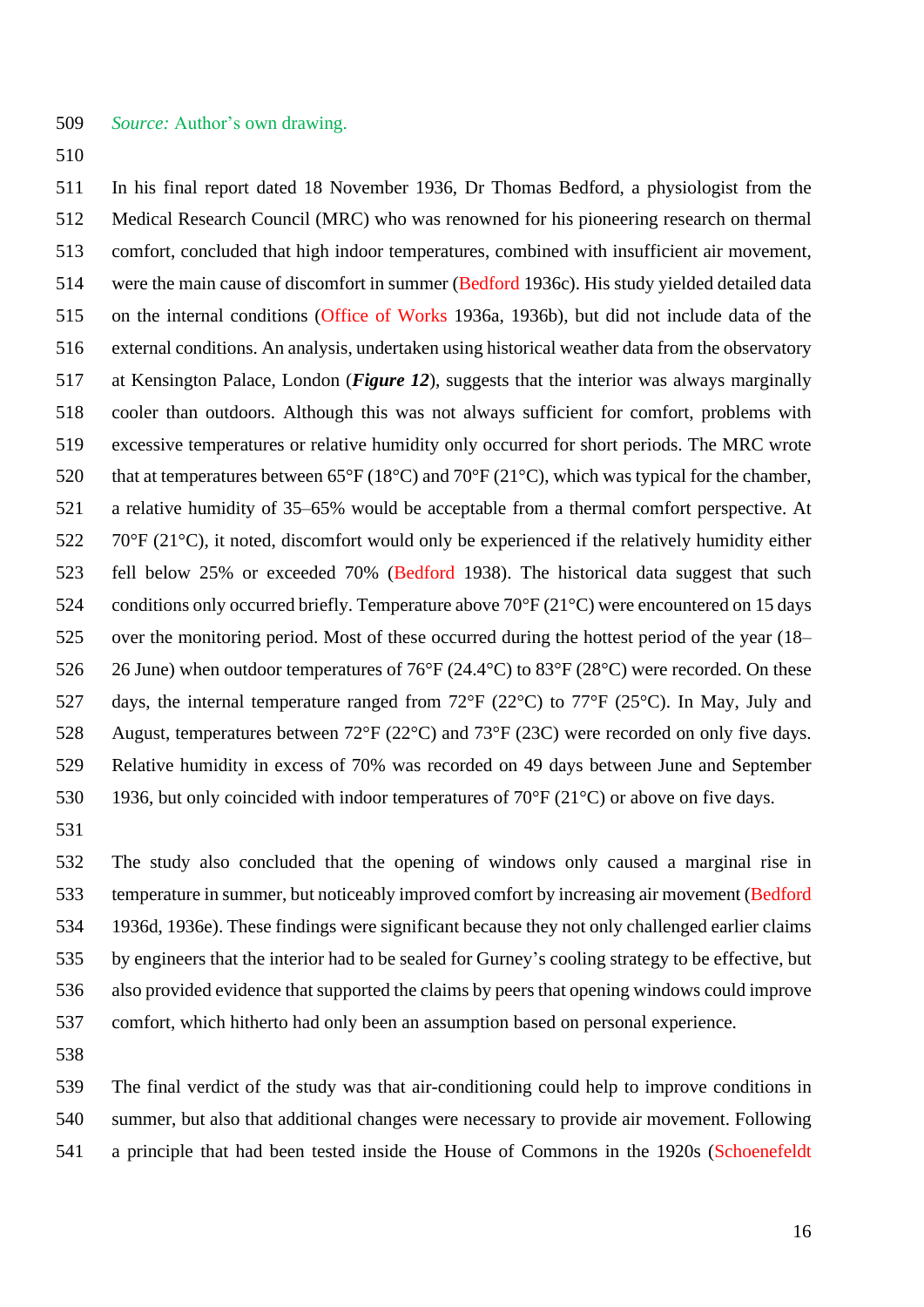*Source:* Author's own drawing.

In his final report dated 18 November 1936, Dr Thomas Bedford, a physiologist from the Medical Research Council (MRC) who was renowned for his pioneering research on thermal comfort, concluded that high indoor temperatures, combined with insufficient air movement, were the main cause of discomfort in summer (Bedford 1936c). His study yielded detailed data on the internal conditions (Office of Works 1936a, 1936b), but did not include data of the external conditions. An analysis, undertaken using historical weather data from the observatory at Kensington Palace, London (***Figure 12***), suggests that the interior was always marginally cooler than outdoors. Although this was not always sufficient for comfort, problems with excessive temperatures or relative humidity only occurred for short periods. The MRC wrote that at temperatures between 65°F (18°C) and 70°F (21°C), which was typical for the chamber, a relative humidity of 35–65% would be acceptable from a thermal comfort perspective. At 70°F (21°C), it noted, discomfort would only be experienced if the relatively humidity either fell below 25% or exceeded 70% (Bedford 1938). The historical data suggest that such conditions only occurred briefly. Temperature above 70°F (21°C) were encountered on 15 days over the monitoring period. Most of these occurred during the hottest period of the year (18–26 June) when outdoor temperatures of 76°F (24.4°C) to 83°F (28°C) were recorded. On these days, the internal temperature ranged from 72°F (22°C) to 77°F (25°C). In May, July and August, temperatures between 72°F (22°C) and 73°F (23C) were recorded on only five days. Relative humidity in excess of 70% was recorded on 49 days between June and September 1936, but only coincided with indoor temperatures of 70°F (21°C) or above on five days.

The study also concluded that the opening of windows only caused a marginal rise in temperature in summer, but noticeably improved comfort by increasing air movement (Bedford 1936d, 1936e). These findings were significant because they not only challenged earlier claims by engineers that the interior had to be sealed for Gurney's cooling strategy to be effective, but also provided evidence that supported the claims by peers that opening windows could improve comfort, which hitherto had only been an assumption based on personal experience.

The final verdict of the study was that air-conditioning could help to improve conditions in summer, but also that additional changes were necessary to provide air movement. Following a principle that had been tested inside the House of Commons in the 1920s (Schoenefeldt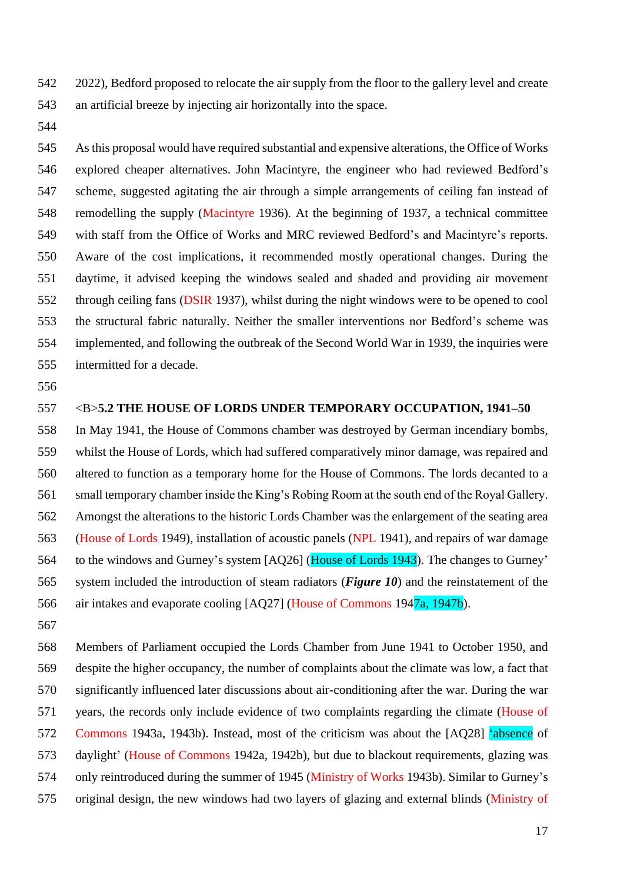2022), Bedford proposed to relocate the air supply from the floor to the gallery level and create an artificial breeze by injecting air horizontally into the space.

As this proposal would have required substantial and expensive alterations, the Office of Works explored cheaper alternatives. John Macintyre, the engineer who had reviewed Bedford's scheme, suggested agitating the air through a simple arrangements of ceiling fan instead of remodelling the supply (Macintyre 1936). At the beginning of 1937, a technical committee with staff from the Office of Works and MRC reviewed Bedford's and Macintyre's reports. Aware of the cost implications, it recommended mostly operational changes. During the daytime, it advised keeping the windows sealed and shaded and providing air movement through ceiling fans (DSIR 1937), whilst during the night windows were to be opened to cool the structural fabric naturally. Neither the smaller interventions nor Bedford's scheme was implemented, and following the outbreak of the Second World War in 1939, the inquiries were intermitted for a decade.

## <B>5.2 THE HOUSE OF LORDS UNDER TEMPORARY OCCUPATION, 1941–50

In May 1941, the House of Commons chamber was destroyed by German incendiary bombs, whilst the House of Lords, which had suffered comparatively minor damage, was repaired and altered to function as a temporary home for the House of Commons. The lords decanted to a small temporary chamber inside the King's Robing Room at the south end of the Royal Gallery. Amongst the alterations to the historic Lords Chamber was the enlargement of the seating area (House of Lords 1949), installation of acoustic panels (NPL 1941), and repairs of war damage to the windows and Gurney's system [AQ26] (House of Lords 1943). The changes to Gurney' system included the introduction of steam radiators (***Figure 10***) and the reinstatement of the air intakes and evaporate cooling [AQ27] (House of Commons 1947a, 1947b).

Members of Parliament occupied the Lords Chamber from June 1941 to October 1950, and despite the higher occupancy, the number of complaints about the climate was low, a fact that significantly influenced later discussions about air-conditioning after the war. During the war years, the records only include evidence of two complaints regarding the climate (House of Commons 1943a, 1943b). Instead, most of the criticism was about the [AQ28] 'absence of daylight' (House of Commons 1942a, 1942b), but due to blackout requirements, glazing was only reintroduced during the summer of 1945 (Ministry of Works 1943b). Similar to Gurney's original design, the new windows had two layers of glazing and external blinds (Ministry of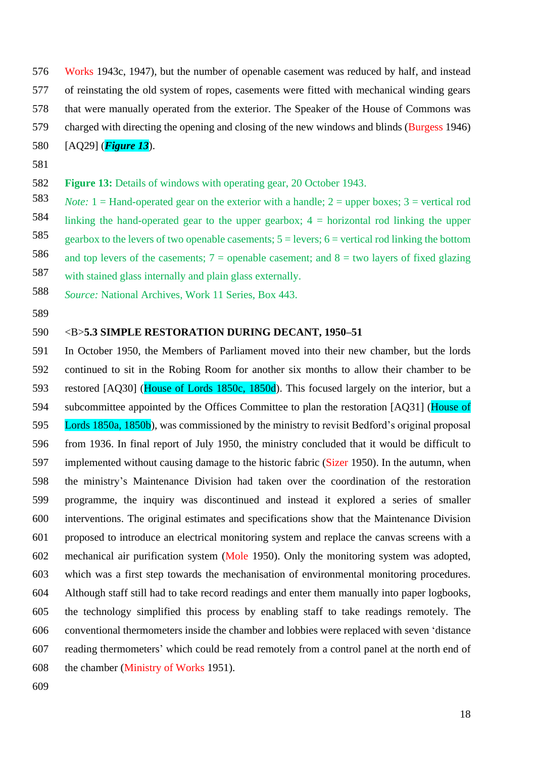Works 1943c, 1947), but the number of openable casement was reduced by half, and instead of reinstating the old system of ropes, casements were fitted with mechanical winding gears that were manually operated from the exterior. The Speaker of the House of Commons was charged with directing the opening and closing of the new windows and blinds (Burgess 1946) [AQ29] (***Figure 13***).

**Figure 13:** Details of windows with operating gear, 20 October 1943.

*Note:* 1 = Hand-operated gear on the exterior with a handle; 2 = upper boxes; 3 = vertical rod linking the hand-operated gear to the upper gearbox; 4 = horizontal rod linking the upper gearbox to the levers of two openable casements; 5 = levers; 6 = vertical rod linking the bottom and top levers of the casements; 7 = openable casement; and 8 = two layers of fixed glazing with stained glass internally and plain glass externally.

*Source:* National Archives, Work 11 Series, Box 443.

## <B>5.3 SIMPLE RESTORATION DURING DECANT, 1950–51

In October 1950, the Members of Parliament moved into their new chamber, but the lords continued to sit in the Robing Room for another six months to allow their chamber to be restored [AQ30] (House of Lords 1850c, 1850d). This focused largely on the interior, but a subcommittee appointed by the Offices Committee to plan the restoration [AQ31] (House of Lords 1850a, 1850b), was commissioned by the ministry to revisit Bedford's original proposal from 1936. In final report of July 1950, the ministry concluded that it would be difficult to implemented without causing damage to the historic fabric (Sizer 1950). In the autumn, when the ministry's Maintenance Division had taken over the coordination of the restoration programme, the inquiry was discontinued and instead it explored a series of smaller interventions. The original estimates and specifications show that the Maintenance Division proposed to introduce an electrical monitoring system and replace the canvas screens with a mechanical air purification system (Mole 1950). Only the monitoring system was adopted, which was a first step towards the mechanisation of environmental monitoring procedures. Although staff still had to take record readings and enter them manually into paper logbooks, the technology simplified this process by enabling staff to take readings remotely. The conventional thermometers inside the chamber and lobbies were replaced with seven 'distance reading thermometers' which could be read remotely from a control panel at the north end of the chamber (Ministry of Works 1951).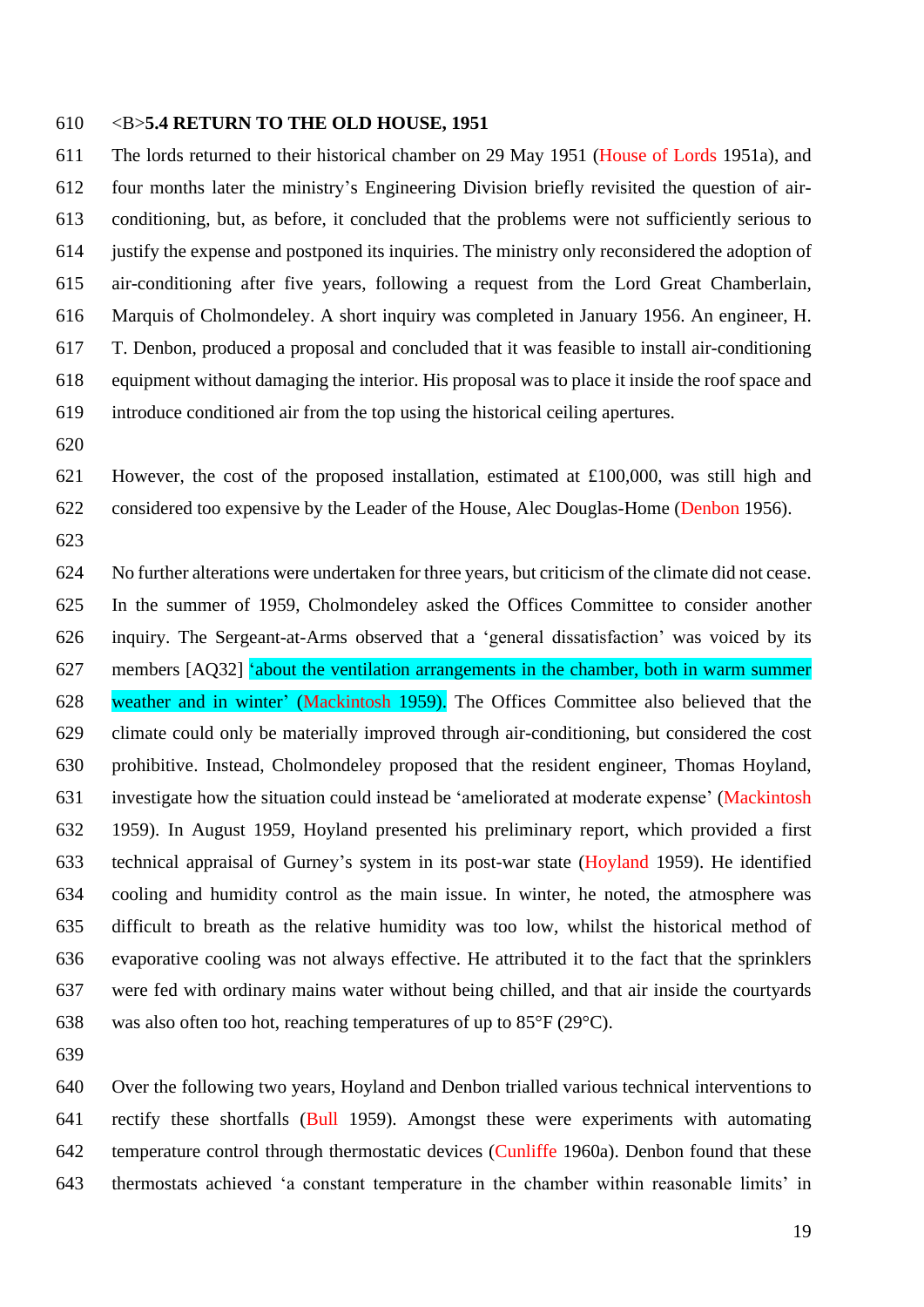## <B>5.4 RETURN TO THE OLD HOUSE, 1951

The lords returned to their historical chamber on 29 May 1951 (House of Lords 1951a), and four months later the ministry's Engineering Division briefly revisited the question of air-conditioning, but, as before, it concluded that the problems were not sufficiently serious to justify the expense and postponed its inquiries. The ministry only reconsidered the adoption of air-conditioning after five years, following a request from the Lord Great Chamberlain, Marquis of Cholmondeley. A short inquiry was completed in January 1956. An engineer, H. T. Denbon, produced a proposal and concluded that it was feasible to install air-conditioning equipment without damaging the interior. His proposal was to place it inside the roof space and introduce conditioned air from the top using the historical ceiling apertures.

However, the cost of the proposed installation, estimated at £100,000, was still high and considered too expensive by the Leader of the House, Alec Douglas-Home (Denbon 1956).

No further alterations were undertaken for three years, but criticism of the climate did not cease. In the summer of 1959, Cholmondeley asked the Offices Committee to consider another inquiry. The Sergeant-at-Arms observed that a 'general dissatisfaction' was voiced by its members [AQ32] 'about the ventilation arrangements in the chamber, both in warm summer weather and in winter' (Mackintosh 1959). The Offices Committee also believed that the climate could only be materially improved through air-conditioning, but considered the cost prohibitive. Instead, Cholmondeley proposed that the resident engineer, Thomas Hoyland, investigate how the situation could instead be 'ameliorated at moderate expense' (Mackintosh 1959). In August 1959, Hoyland presented his preliminary report, which provided a first technical appraisal of Gurney's system in its post-war state (Hoyland 1959). He identified cooling and humidity control as the main issue. In winter, he noted, the atmosphere was difficult to breath as the relative humidity was too low, whilst the historical method of evaporative cooling was not always effective. He attributed it to the fact that the sprinklers were fed with ordinary mains water without being chilled, and that air inside the courtyards was also often too hot, reaching temperatures of up to 85°F (29°C).

Over the following two years, Hoyland and Denbon trialled various technical interventions to rectify these shortfalls (Bull 1959). Amongst these were experiments with automating temperature control through thermostatic devices (Cunliffe 1960a). Denbon found that these thermostats achieved 'a constant temperature in the chamber within reasonable limits' in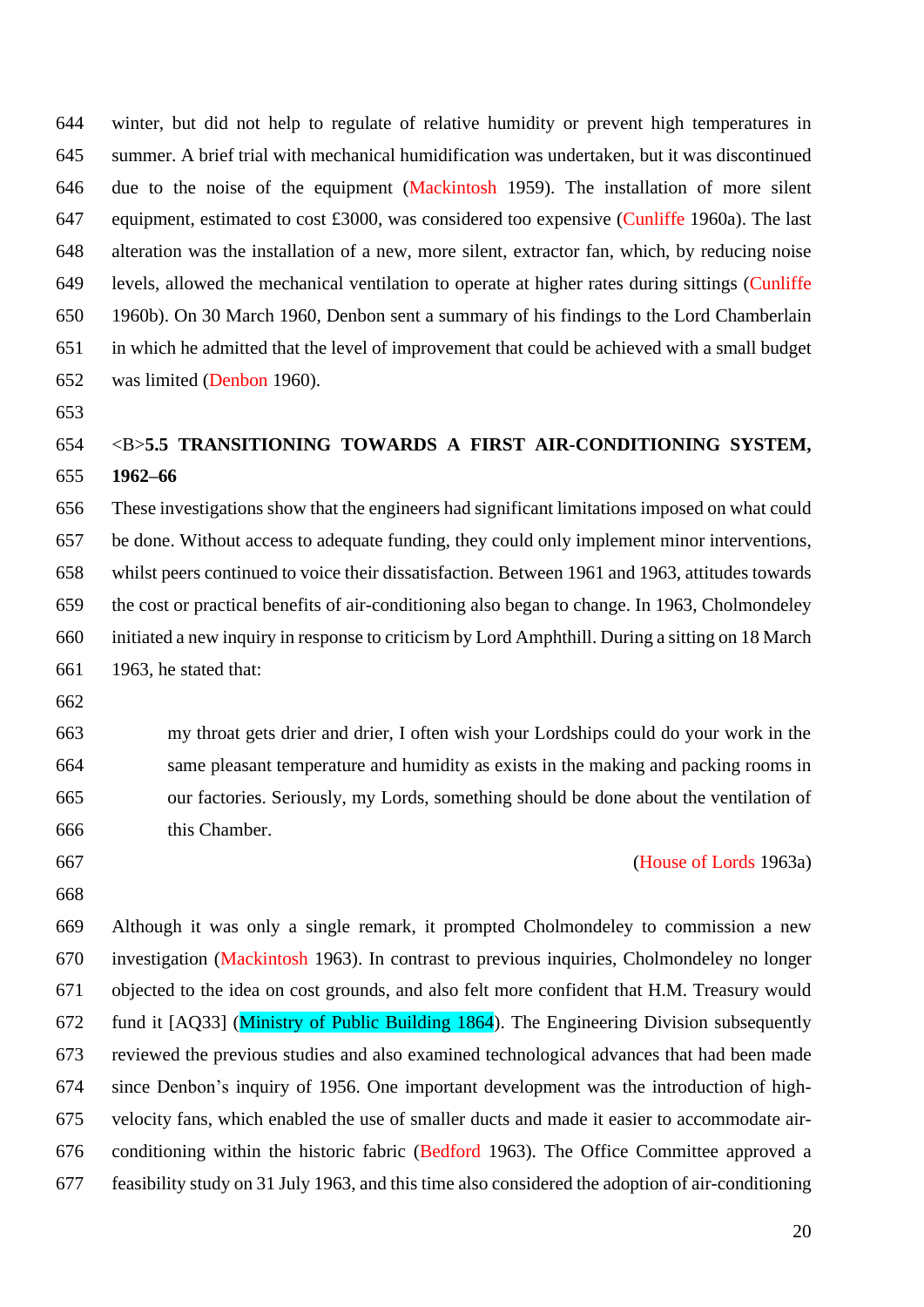winter, but did not help to regulate of relative humidity or prevent high temperatures in summer. A brief trial with mechanical humidification was undertaken, but it was discontinued due to the noise of the equipment (Mackintosh 1959). The installation of more silent equipment, estimated to cost £3000, was considered too expensive (Cunliffe 1960a). The last alteration was the installation of a new, more silent, extractor fan, which, by reducing noise levels, allowed the mechanical ventilation to operate at higher rates during sittings (Cunliffe 1960b). On 30 March 1960, Denbon sent a summary of his findings to the Lord Chamberlain in which he admitted that the level of improvement that could be achieved with a small budget was limited (Denbon 1960).

## <B>5.5 TRANSITIONING TOWARDS A FIRST AIR-CONDITIONING SYSTEM, 1962–66

These investigations show that the engineers had significant limitations imposed on what could be done. Without access to adequate funding, they could only implement minor interventions, whilst peers continued to voice their dissatisfaction. Between 1961 and 1963, attitudes towards the cost or practical benefits of air-conditioning also began to change. In 1963, Cholmondeley initiated a new inquiry in response to criticism by Lord Amphthill. During a sitting on 18 March 1963, he stated that:

> my throat gets drier and drier, I often wish your Lordships could do your work in the same pleasant temperature and humidity as exists in the making and packing rooms in our factories. Seriously, my Lords, something should be done about the ventilation of this Chamber.
>
> (House of Lords 1963a)

Although it was only a single remark, it prompted Cholmondeley to commission a new investigation (Mackintosh 1963). In contrast to previous inquiries, Cholmondeley no longer objected to the idea on cost grounds, and also felt more confident that H.M. Treasury would fund it [AQ33] (Ministry of Public Building 1864). The Engineering Division subsequently reviewed the previous studies and also examined technological advances that had been made since Denbon's inquiry of 1956. One important development was the introduction of high-velocity fans, which enabled the use of smaller ducts and made it easier to accommodate air-conditioning within the historic fabric (Bedford 1963). The Office Committee approved a feasibility study on 31 July 1963, and this time also considered the adoption of air-conditioning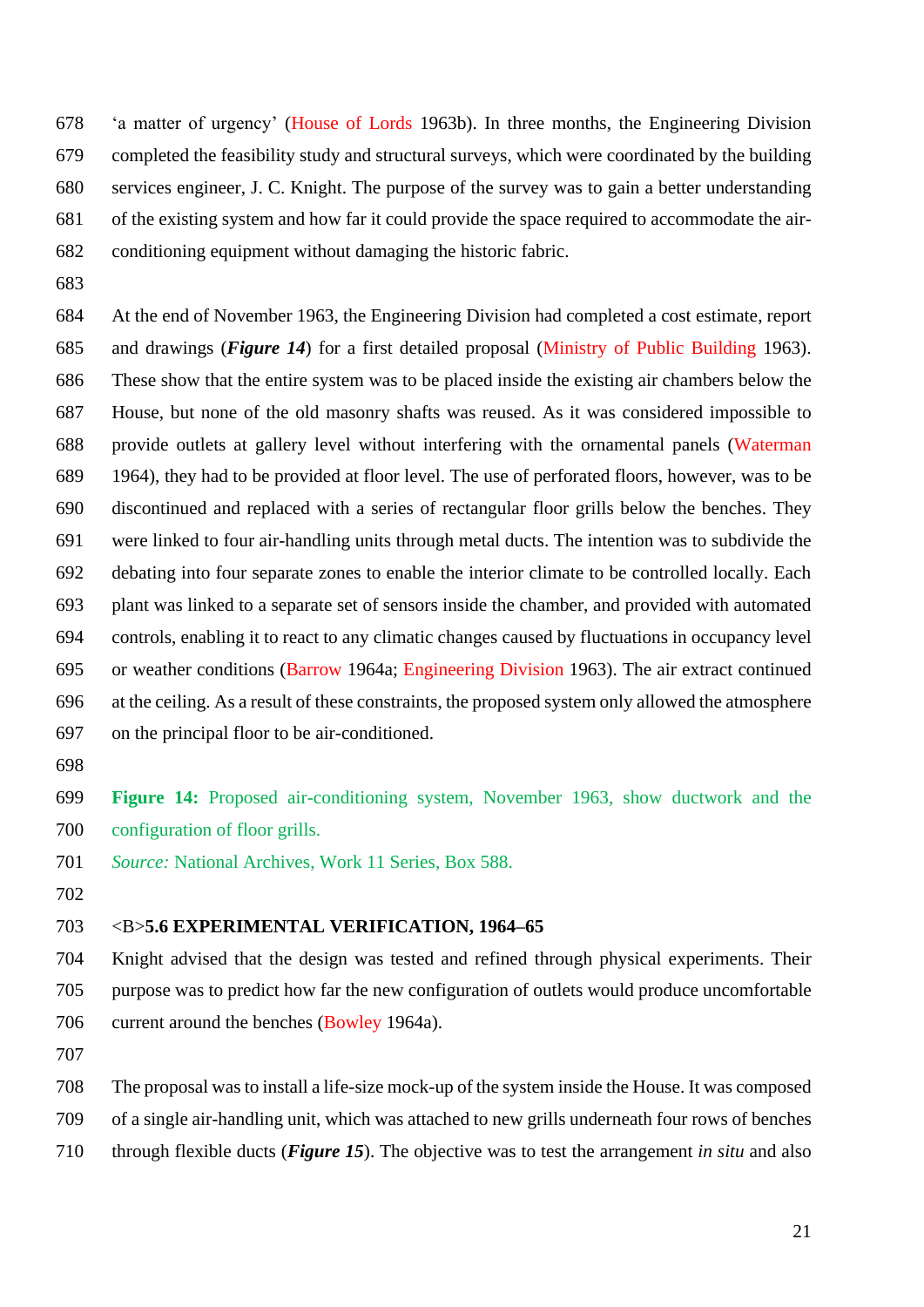'a matter of urgency' (House of Lords 1963b). In three months, the Engineering Division completed the feasibility study and structural surveys, which were coordinated by the building services engineer, J. C. Knight. The purpose of the survey was to gain a better understanding of the existing system and how far it could provide the space required to accommodate the air-conditioning equipment without damaging the historic fabric.

At the end of November 1963, the Engineering Division had completed a cost estimate, report and drawings (***Figure 14***) for a first detailed proposal (Ministry of Public Building 1963). These show that the entire system was to be placed inside the existing air chambers below the House, but none of the old masonry shafts was reused. As it was considered impossible to provide outlets at gallery level without interfering with the ornamental panels (Waterman 1964), they had to be provided at floor level. The use of perforated floors, however, was to be discontinued and replaced with a series of rectangular floor grills below the benches. They were linked to four air-handling units through metal ducts. The intention was to subdivide the debating into four separate zones to enable the interior climate to be controlled locally. Each plant was linked to a separate set of sensors inside the chamber, and provided with automated controls, enabling it to react to any climatic changes caused by fluctuations in occupancy level or weather conditions (Barrow 1964a; Engineering Division 1963). The air extract continued at the ceiling. As a result of these constraints, the proposed system only allowed the atmosphere on the principal floor to be air-conditioned.

**Figure 14:** Proposed air-conditioning system, November 1963, show ductwork and the configuration of floor grills.
*Source:* National Archives, Work 11 Series, Box 588.

<B>**5.6 EXPERIMENTAL VERIFICATION, 1964–65**

Knight advised that the design was tested and refined through physical experiments. Their purpose was to predict how far the new configuration of outlets would produce uncomfortable current around the benches (Bowley 1964a).

The proposal was to install a life-size mock-up of the system inside the House. It was composed of a single air-handling unit, which was attached to new grills underneath four rows of benches through flexible ducts (***Figure 15***). The objective was to test the arrangement *in situ* and also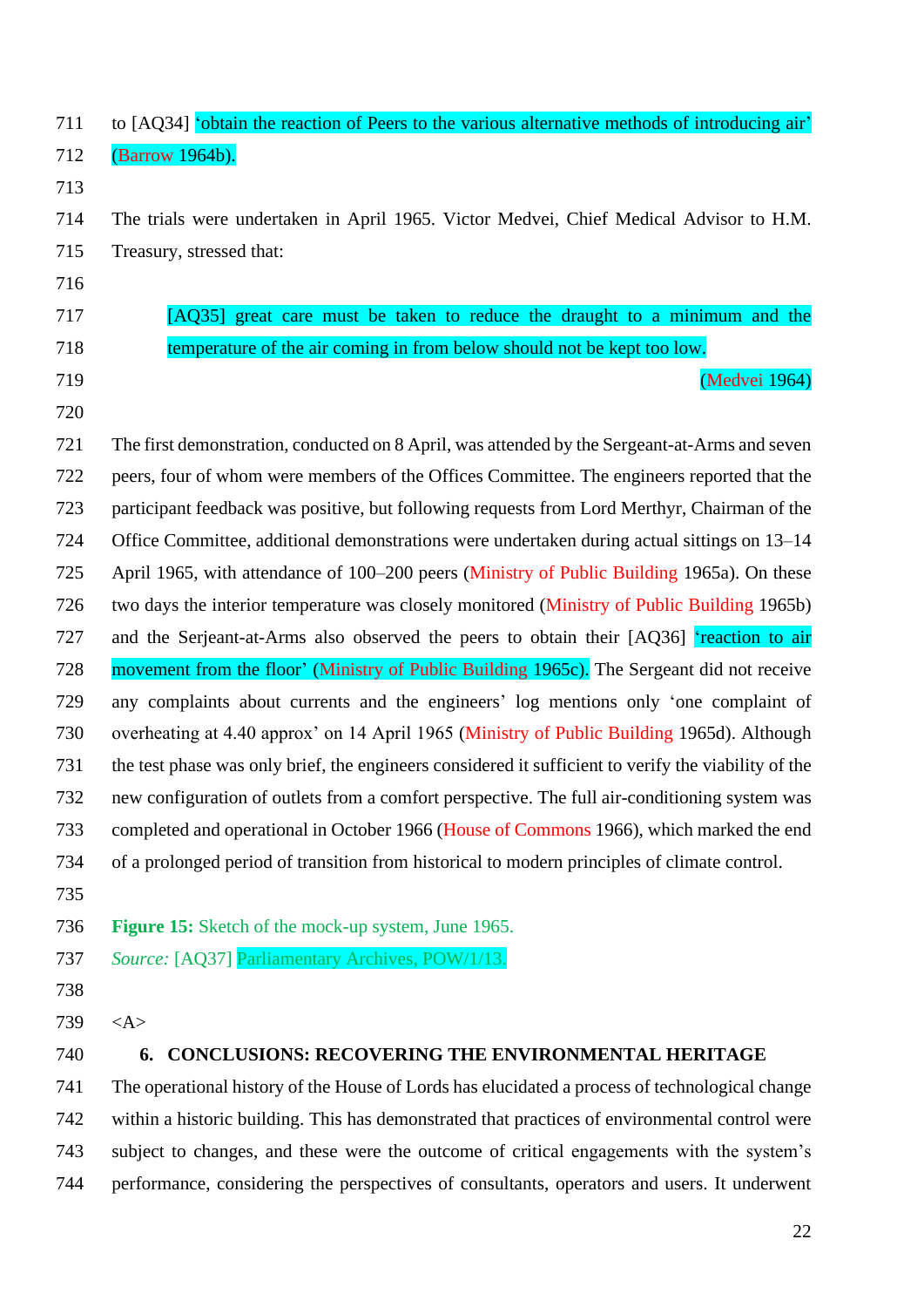to [AQ34] ‘obtain the reaction of Peers to the various alternative methods of introducing air’ (Barrow 1964b).

The trials were undertaken in April 1965. Victor Medvei, Chief Medical Advisor to H.M. Treasury, stressed that:

> [AQ35] great care must be taken to reduce the draught to a minimum and the temperature of the air coming in from below should not be kept too low.
>
> (Medvei 1964)

The first demonstration, conducted on 8 April, was attended by the Sergeant-at-Arms and seven peers, four of whom were members of the Offices Committee. The engineers reported that the participant feedback was positive, but following requests from Lord Merthyr, Chairman of the Office Committee, additional demonstrations were undertaken during actual sittings on 13–14 April 1965, with attendance of 100–200 peers (Ministry of Public Building 1965a). On these two days the interior temperature was closely monitored (Ministry of Public Building 1965b) and the Serjeant-at-Arms also observed the peers to obtain their [AQ36] ‘reaction to air movement from the floor’ (Ministry of Public Building 1965c). The Sergeant did not receive any complaints about currents and the engineers’ log mentions only ‘one complaint of overheating at 4.40 approx’ on 14 April 1965 (Ministry of Public Building 1965d). Although the test phase was only brief, the engineers considered it sufficient to verify the viability of the new configuration of outlets from a comfort perspective. The full air-conditioning system was completed and operational in October 1966 (House of Commons 1966), which marked the end of a prolonged period of transition from historical to modern principles of climate control.

**Figure 15:** Sketch of the mock-up system, June 1965.
*Source:* [AQ37] Parliamentary Archives, POW/1/13.

<A>

## 6. CONCLUSIONS: RECOVERING THE ENVIRONMENTAL HERITAGE

The operational history of the House of Lords has elucidated a process of technological change within a historic building. This has demonstrated that practices of environmental control were subject to changes, and these were the outcome of critical engagements with the system’s performance, considering the perspectives of consultants, operators and users. It underwent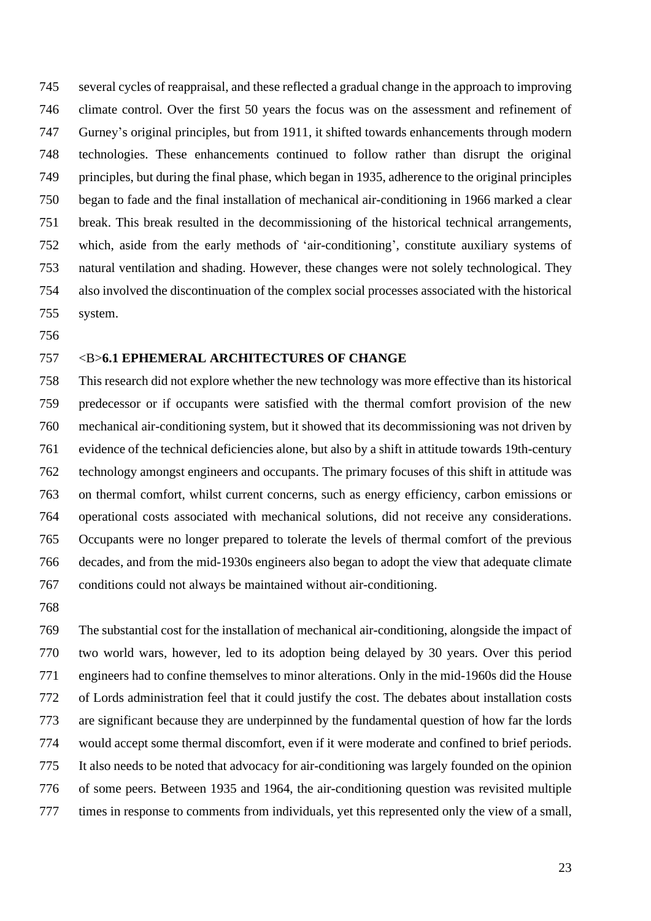several cycles of reappraisal, and these reflected a gradual change in the approach to improving climate control. Over the first 50 years the focus was on the assessment and refinement of Gurney's original principles, but from 1911, it shifted towards enhancements through modern technologies. These enhancements continued to follow rather than disrupt the original principles, but during the final phase, which began in 1935, adherence to the original principles began to fade and the final installation of mechanical air-conditioning in 1966 marked a clear break. This break resulted in the decommissioning of the historical technical arrangements, which, aside from the early methods of 'air-conditioning', constitute auxiliary systems of natural ventilation and shading. However, these changes were not solely technological. They also involved the discontinuation of the complex social processes associated with the historical system.

## <B>6.1 EPHEMERAL ARCHITECTURES OF CHANGE

This research did not explore whether the new technology was more effective than its historical predecessor or if occupants were satisfied with the thermal comfort provision of the new mechanical air-conditioning system, but it showed that its decommissioning was not driven by evidence of the technical deficiencies alone, but also by a shift in attitude towards 19th-century technology amongst engineers and occupants. The primary focuses of this shift in attitude was on thermal comfort, whilst current concerns, such as energy efficiency, carbon emissions or operational costs associated with mechanical solutions, did not receive any considerations. Occupants were no longer prepared to tolerate the levels of thermal comfort of the previous decades, and from the mid-1930s engineers also began to adopt the view that adequate climate conditions could not always be maintained without air-conditioning.

The substantial cost for the installation of mechanical air-conditioning, alongside the impact of two world wars, however, led to its adoption being delayed by 30 years. Over this period engineers had to confine themselves to minor alterations. Only in the mid-1960s did the House of Lords administration feel that it could justify the cost. The debates about installation costs are significant because they are underpinned by the fundamental question of how far the lords would accept some thermal discomfort, even if it were moderate and confined to brief periods. It also needs to be noted that advocacy for air-conditioning was largely founded on the opinion of some peers. Between 1935 and 1964, the air-conditioning question was revisited multiple times in response to comments from individuals, yet this represented only the view of a small,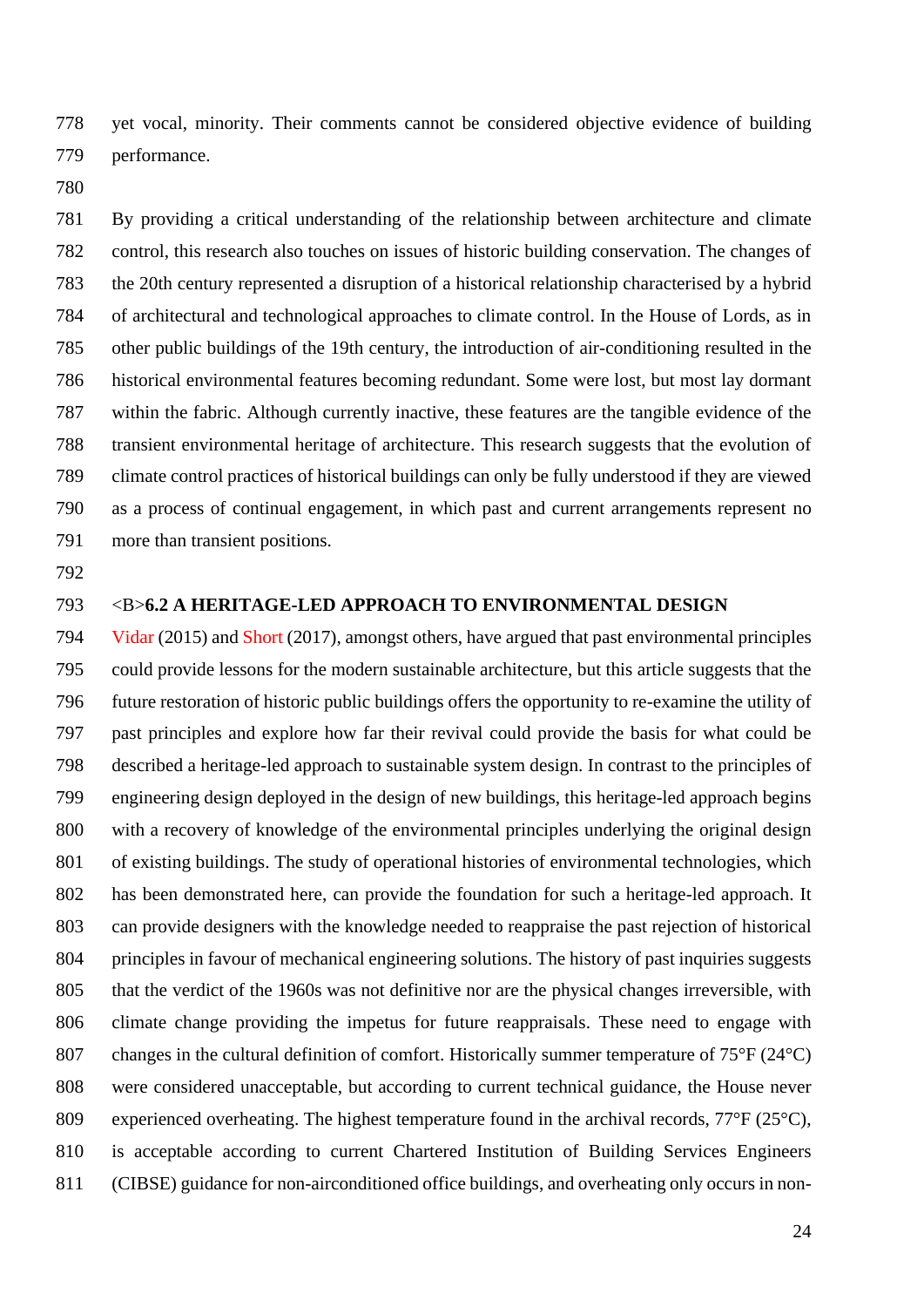yet vocal, minority. Their comments cannot be considered objective evidence of building performance.

By providing a critical understanding of the relationship between architecture and climate control, this research also touches on issues of historic building conservation. The changes of the 20th century represented a disruption of a historical relationship characterised by a hybrid of architectural and technological approaches to climate control. In the House of Lords, as in other public buildings of the 19th century, the introduction of air-conditioning resulted in the historical environmental features becoming redundant. Some were lost, but most lay dormant within the fabric. Although currently inactive, these features are the tangible evidence of the transient environmental heritage of architecture. This research suggests that the evolution of climate control practices of historical buildings can only be fully understood if they are viewed as a process of continual engagement, in which past and current arrangements represent no more than transient positions.

<B>**6.2 A HERITAGE-LED APPROACH TO ENVIRONMENTAL DESIGN**

Vidar (2015) and Short (2017), amongst others, have argued that past environmental principles could provide lessons for the modern sustainable architecture, but this article suggests that the future restoration of historic public buildings offers the opportunity to re-examine the utility of past principles and explore how far their revival could provide the basis for what could be described a heritage-led approach to sustainable system design. In contrast to the principles of engineering design deployed in the design of new buildings, this heritage-led approach begins with a recovery of knowledge of the environmental principles underlying the original design of existing buildings. The study of operational histories of environmental technologies, which has been demonstrated here, can provide the foundation for such a heritage-led approach. It can provide designers with the knowledge needed to reappraise the past rejection of historical principles in favour of mechanical engineering solutions. The history of past inquiries suggests that the verdict of the 1960s was not definitive nor are the physical changes irreversible, with climate change providing the impetus for future reappraisals. These need to engage with changes in the cultural definition of comfort. Historically summer temperature of 75°F (24°C) were considered unacceptable, but according to current technical guidance, the House never experienced overheating. The highest temperature found in the archival records, 77°F (25°C), is acceptable according to current Chartered Institution of Building Services Engineers (CIBSE) guidance for non-airconditioned office buildings, and overheating only occurs in non-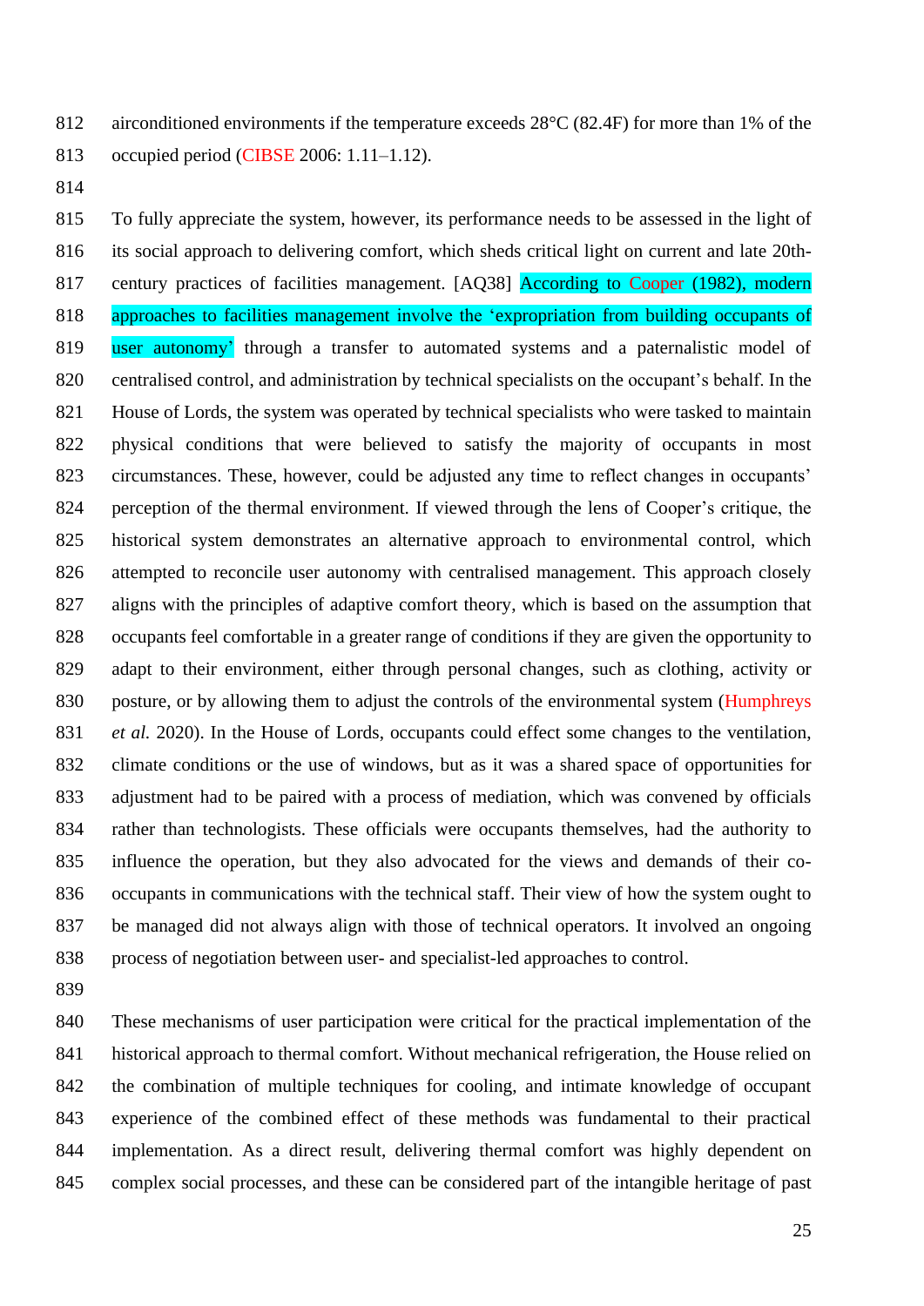airconditioned environments if the temperature exceeds 28°C (82.4F) for more than 1% of the occupied period (CIBSE 2006: 1.11–1.12).

To fully appreciate the system, however, its performance needs to be assessed in the light of its social approach to delivering comfort, which sheds critical light on current and late 20th-century practices of facilities management. [AQ38] According to Cooper (1982), modern approaches to facilities management involve the 'expropriation from building occupants of user autonomy' through a transfer to automated systems and a paternalistic model of centralised control, and administration by technical specialists on the occupant's behalf. In the House of Lords, the system was operated by technical specialists who were tasked to maintain physical conditions that were believed to satisfy the majority of occupants in most circumstances. These, however, could be adjusted any time to reflect changes in occupants' perception of the thermal environment. If viewed through the lens of Cooper's critique, the historical system demonstrates an alternative approach to environmental control, which attempted to reconcile user autonomy with centralised management. This approach closely aligns with the principles of adaptive comfort theory, which is based on the assumption that occupants feel comfortable in a greater range of conditions if they are given the opportunity to adapt to their environment, either through personal changes, such as clothing, activity or posture, or by allowing them to adjust the controls of the environmental system (Humphreys *et al.* 2020). In the House of Lords, occupants could effect some changes to the ventilation, climate conditions or the use of windows, but as it was a shared space of opportunities for adjustment had to be paired with a process of mediation, which was convened by officials rather than technologists. These officials were occupants themselves, had the authority to influence the operation, but they also advocated for the views and demands of their co-occupants in communications with the technical staff. Their view of how the system ought to be managed did not always align with those of technical operators. It involved an ongoing process of negotiation between user- and specialist-led approaches to control.

These mechanisms of user participation were critical for the practical implementation of the historical approach to thermal comfort. Without mechanical refrigeration, the House relied on the combination of multiple techniques for cooling, and intimate knowledge of occupant experience of the combined effect of these methods was fundamental to their practical implementation. As a direct result, delivering thermal comfort was highly dependent on complex social processes, and these can be considered part of the intangible heritage of past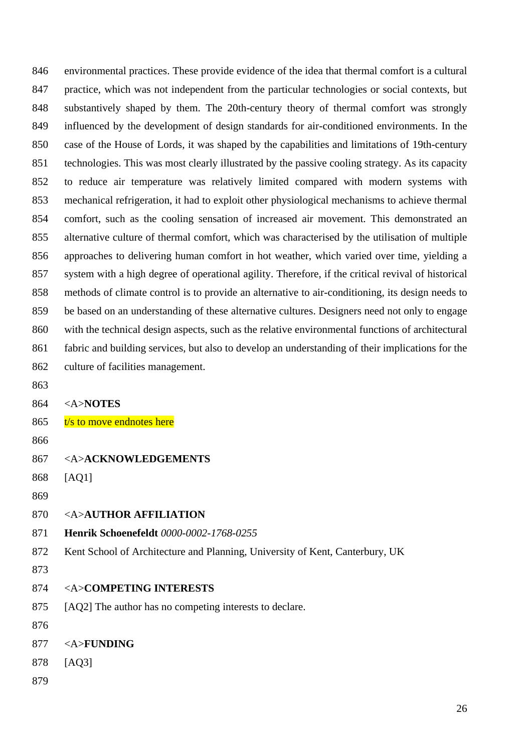environmental practices. These provide evidence of the idea that thermal comfort is a cultural practice, which was not independent from the particular technologies or social contexts, but substantively shaped by them. The 20th-century theory of thermal comfort was strongly influenced by the development of design standards for air-conditioned environments. In the case of the House of Lords, it was shaped by the capabilities and limitations of 19th-century technologies. This was most clearly illustrated by the passive cooling strategy. As its capacity to reduce air temperature was relatively limited compared with modern systems with mechanical refrigeration, it had to exploit other physiological mechanisms to achieve thermal comfort, such as the cooling sensation of increased air movement. This demonstrated an alternative culture of thermal comfort, which was characterised by the utilisation of multiple approaches to delivering human comfort in hot weather, which varied over time, yielding a system with a high degree of operational agility. Therefore, if the critical revival of historical methods of climate control is to provide an alternative to air-conditioning, its design needs to be based on an understanding of these alternative cultures. Designers need not only to engage with the technical design aspects, such as the relative environmental functions of architectural fabric and building services, but also to develop an understanding of their implications for the culture of facilities management.

<A>**NOTES**

t/s to move endnotes here

<A>**ACKNOWLEDGEMENTS**

[AQ1]

<A>**AUTHOR AFFILIATION**

**Henrik Schoenefeldt** *0000-0002-1768-0255*

Kent School of Architecture and Planning, University of Kent, Canterbury, UK

<A>**COMPETING INTERESTS**

[AQ2] The author has no competing interests to declare.

<A>**FUNDING**

[AQ3]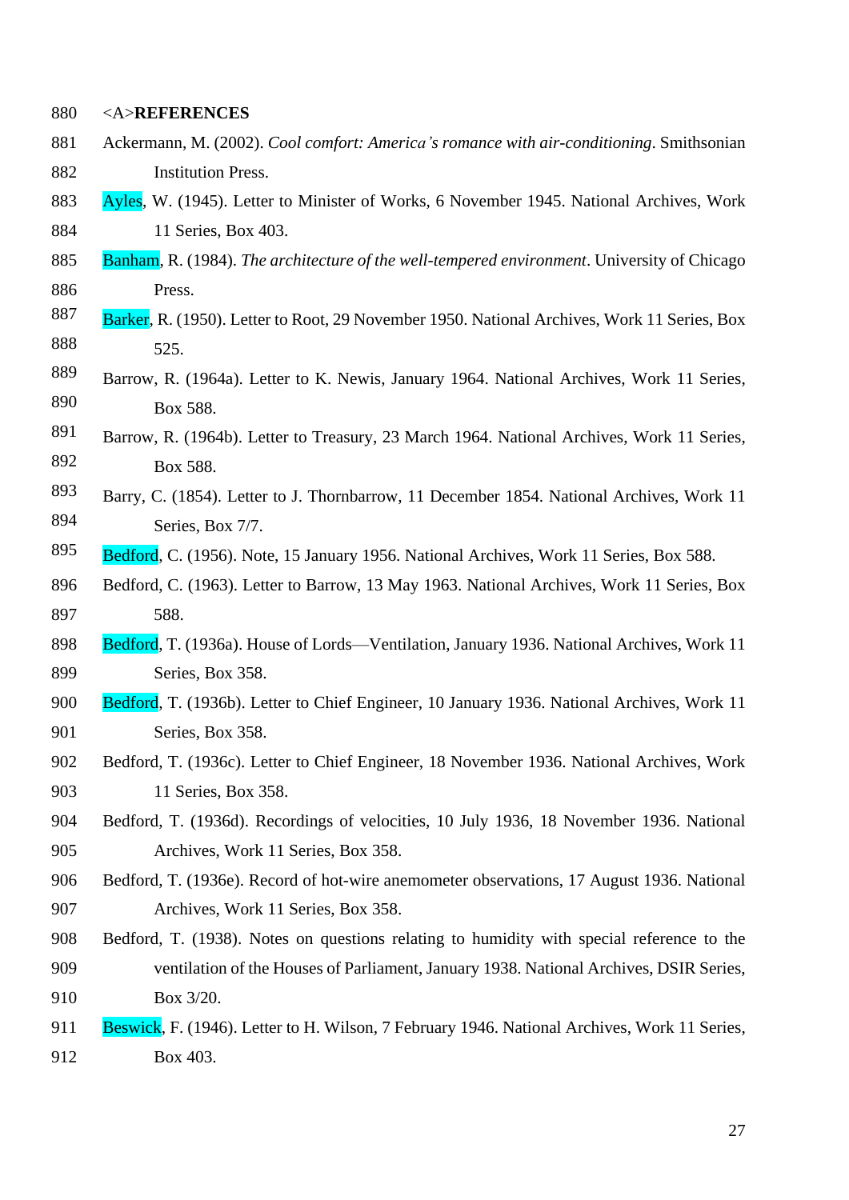## REFERENCES

Ackermann, M. (2002). *Cool comfort: America's romance with air-conditioning*. Smithsonian Institution Press.

Ayles, W. (1945). Letter to Minister of Works, 6 November 1945. National Archives, Work 11 Series, Box 403.

Banham, R. (1984). *The architecture of the well-tempered environment*. University of Chicago Press.

Barker, R. (1950). Letter to Root, 29 November 1950. National Archives, Work 11 Series, Box 525.

Barrow, R. (1964a). Letter to K. Newis, January 1964. National Archives, Work 11 Series, Box 588.

Barrow, R. (1964b). Letter to Treasury, 23 March 1964. National Archives, Work 11 Series, Box 588.

Barry, C. (1854). Letter to J. Thornbarrow, 11 December 1854. National Archives, Work 11 Series, Box 7/7.

Bedford, C. (1956). Note, 15 January 1956. National Archives, Work 11 Series, Box 588.

Bedford, C. (1963). Letter to Barrow, 13 May 1963. National Archives, Work 11 Series, Box 588.

Bedford, T. (1936a). House of Lords—Ventilation, January 1936. National Archives, Work 11 Series, Box 358.

Bedford, T. (1936b). Letter to Chief Engineer, 10 January 1936. National Archives, Work 11 Series, Box 358.

Bedford, T. (1936c). Letter to Chief Engineer, 18 November 1936. National Archives, Work 11 Series, Box 358.

Bedford, T. (1936d). Recordings of velocities, 10 July 1936, 18 November 1936. National Archives, Work 11 Series, Box 358.

Bedford, T. (1936e). Record of hot-wire anemometer observations, 17 August 1936. National Archives, Work 11 Series, Box 358.

Bedford, T. (1938). Notes on questions relating to humidity with special reference to the ventilation of the Houses of Parliament, January 1938. National Archives, DSIR Series, Box 3/20.

Beswick, F. (1946). Letter to H. Wilson, 7 February 1946. National Archives, Work 11 Series, Box 403.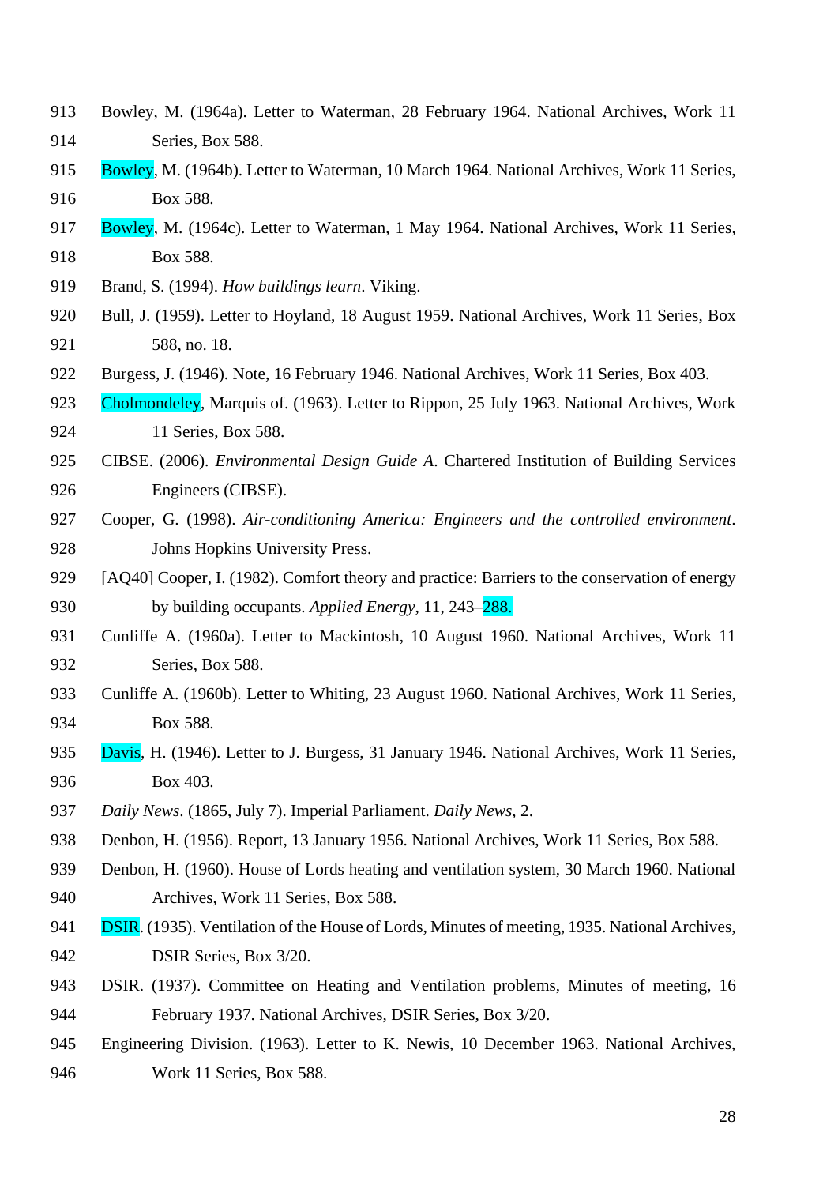Bowley, M. (1964a). Letter to Waterman, 28 February 1964. National Archives, Work 11 Series, Box 588.

Bowley, M. (1964b). Letter to Waterman, 10 March 1964. National Archives, Work 11 Series, Box 588.

Bowley, M. (1964c). Letter to Waterman, 1 May 1964. National Archives, Work 11 Series, Box 588.

Brand, S. (1994). *How buildings learn*. Viking.

Bull, J. (1959). Letter to Hoyland, 18 August 1959. National Archives, Work 11 Series, Box 588, no. 18.

Burgess, J. (1946). Note, 16 February 1946. National Archives, Work 11 Series, Box 403.

Cholmondeley, Marquis of. (1963). Letter to Rippon, 25 July 1963. National Archives, Work 11 Series, Box 588.

CIBSE. (2006). *Environmental Design Guide A*. Chartered Institution of Building Services Engineers (CIBSE).

Cooper, G. (1998). *Air-conditioning America: Engineers and the controlled environment*. Johns Hopkins University Press.

[AQ40] Cooper, I. (1982). Comfort theory and practice: Barriers to the conservation of energy by building occupants. *Applied Energy*, 11, 243–288.

Cunliffe A. (1960a). Letter to Mackintosh, 10 August 1960. National Archives, Work 11 Series, Box 588.

Cunliffe A. (1960b). Letter to Whiting, 23 August 1960. National Archives, Work 11 Series, Box 588.

Davis, H. (1946). Letter to J. Burgess, 31 January 1946. National Archives, Work 11 Series, Box 403.

*Daily News*. (1865, July 7). Imperial Parliament. *Daily News*, 2.

Denbon, H. (1956). Report, 13 January 1956. National Archives, Work 11 Series, Box 588.

Denbon, H. (1960). House of Lords heating and ventilation system, 30 March 1960. National Archives, Work 11 Series, Box 588.

DSIR. (1935). Ventilation of the House of Lords, Minutes of meeting, 1935. National Archives, DSIR Series, Box 3/20.

DSIR. (1937). Committee on Heating and Ventilation problems, Minutes of meeting, 16 February 1937. National Archives, DSIR Series, Box 3/20.

Engineering Division. (1963). Letter to K. Newis, 10 December 1963. National Archives, Work 11 Series, Box 588.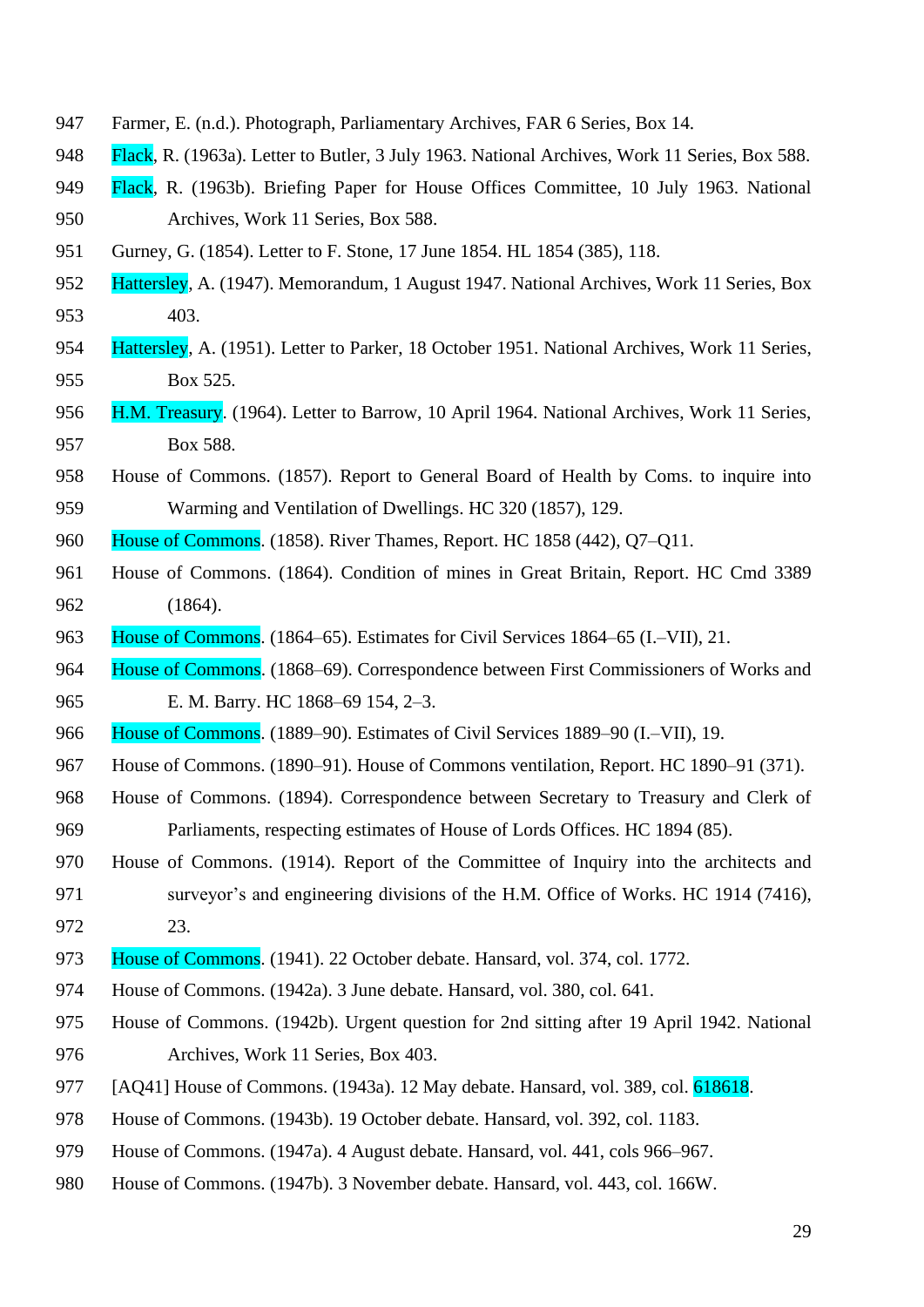Farmer, E. (n.d.). Photograph, Parliamentary Archives, FAR 6 Series, Box 14.

Flack, R. (1963a). Letter to Butler, 3 July 1963. National Archives, Work 11 Series, Box 588.

Flack, R. (1963b). Briefing Paper for House Offices Committee, 10 July 1963. National Archives, Work 11 Series, Box 588.

Gurney, G. (1854). Letter to F. Stone, 17 June 1854. HL 1854 (385), 118.

Hattersley, A. (1947). Memorandum, 1 August 1947. National Archives, Work 11 Series, Box 403.

Hattersley, A. (1951). Letter to Parker, 18 October 1951. National Archives, Work 11 Series, Box 525.

H.M. Treasury. (1964). Letter to Barrow, 10 April 1964. National Archives, Work 11 Series, Box 588.

House of Commons. (1857). Report to General Board of Health by Coms. to inquire into Warming and Ventilation of Dwellings. HC 320 (1857), 129.

House of Commons. (1858). River Thames, Report. HC 1858 (442), Q7–Q11.

House of Commons. (1864). Condition of mines in Great Britain, Report. HC Cmd 3389 (1864).

House of Commons. (1864–65). Estimates for Civil Services 1864–65 (I.–VII), 21.

House of Commons. (1868–69). Correspondence between First Commissioners of Works and E. M. Barry. HC 1868–69 154, 2–3.

House of Commons. (1889–90). Estimates of Civil Services 1889–90 (I.–VII), 19.

House of Commons. (1890–91). House of Commons ventilation, Report. HC 1890–91 (371).

House of Commons. (1894). Correspondence between Secretary to Treasury and Clerk of Parliaments, respecting estimates of House of Lords Offices. HC 1894 (85).

House of Commons. (1914). Report of the Committee of Inquiry into the architects and surveyor's and engineering divisions of the H.M. Office of Works. HC 1914 (7416), 23.

House of Commons. (1941). 22 October debate. Hansard, vol. 374, col. 1772.

House of Commons. (1942a). 3 June debate. Hansard, vol. 380, col. 641.

House of Commons. (1942b). Urgent question for 2nd sitting after 19 April 1942. National Archives, Work 11 Series, Box 403.

[AQ41] House of Commons. (1943a). 12 May debate. Hansard, vol. 389, col. 618618.

House of Commons. (1943b). 19 October debate. Hansard, vol. 392, col. 1183.

House of Commons. (1947a). 4 August debate. Hansard, vol. 441, cols 966–967.

House of Commons. (1947b). 3 November debate. Hansard, vol. 443, col. 166W.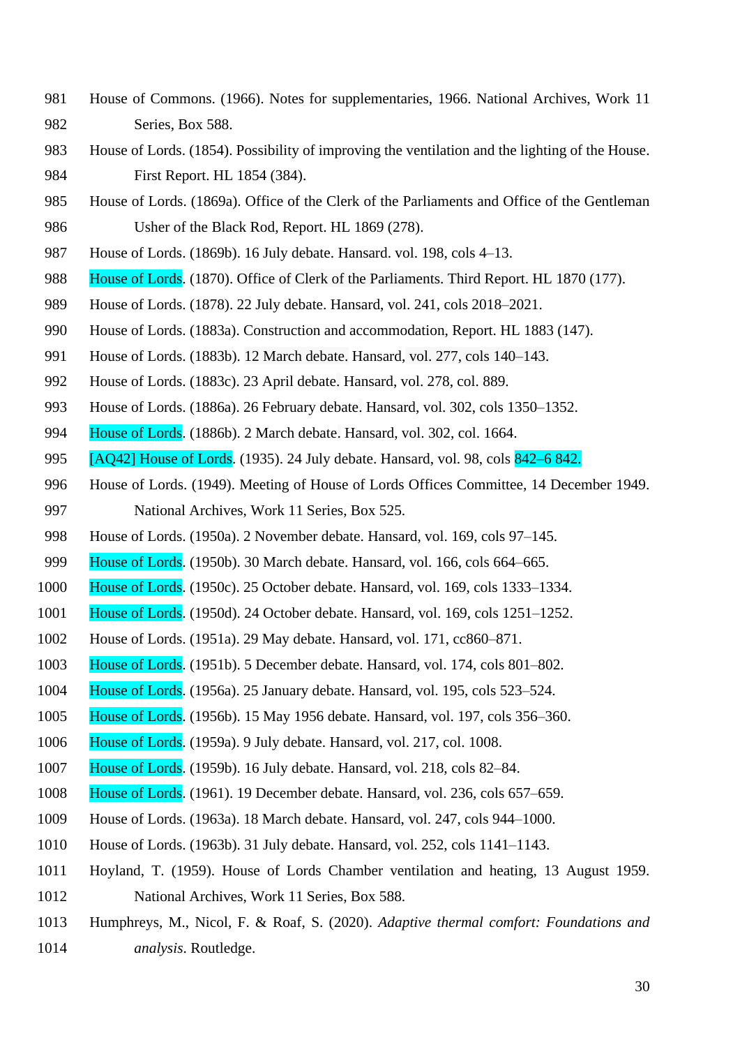House of Commons. (1966). Notes for supplementaries, 1966. National Archives, Work 11 Series, Box 588.

House of Lords. (1854). Possibility of improving the ventilation and the lighting of the House. First Report. HL 1854 (384).

House of Lords. (1869a). Office of the Clerk of the Parliaments and Office of the Gentleman Usher of the Black Rod, Report. HL 1869 (278).

House of Lords. (1869b). 16 July debate. Hansard. vol. 198, cols 4–13.

House of Lords. (1870). Office of Clerk of the Parliaments. Third Report. HL 1870 (177).

House of Lords. (1878). 22 July debate. Hansard, vol. 241, cols 2018–2021.

House of Lords. (1883a). Construction and accommodation, Report. HL 1883 (147).

House of Lords. (1883b). 12 March debate. Hansard, vol. 277, cols 140–143.

House of Lords. (1883c). 23 April debate. Hansard, vol. 278, col. 889.

House of Lords. (1886a). 26 February debate. Hansard, vol. 302, cols 1350–1352.

House of Lords. (1886b). 2 March debate. Hansard, vol. 302, col. 1664.

[AQ42] House of Lords. (1935). 24 July debate. Hansard, vol. 98, cols 842–6 842.

House of Lords. (1949). Meeting of House of Lords Offices Committee, 14 December 1949. National Archives, Work 11 Series, Box 525.

House of Lords. (1950a). 2 November debate. Hansard, vol. 169, cols 97–145.

House of Lords. (1950b). 30 March debate. Hansard, vol. 166, cols 664–665.

House of Lords. (1950c). 25 October debate. Hansard, vol. 169, cols 1333–1334.

House of Lords. (1950d). 24 October debate. Hansard, vol. 169, cols 1251–1252.

House of Lords. (1951a). 29 May debate. Hansard, vol. 171, cc860–871.

House of Lords. (1951b). 5 December debate. Hansard, vol. 174, cols 801–802.

House of Lords. (1956a). 25 January debate. Hansard, vol. 195, cols 523–524.

House of Lords. (1956b). 15 May 1956 debate. Hansard, vol. 197, cols 356–360.

House of Lords. (1959a). 9 July debate. Hansard, vol. 217, col. 1008.

House of Lords. (1959b). 16 July debate. Hansard, vol. 218, cols 82–84.

House of Lords. (1961). 19 December debate. Hansard, vol. 236, cols 657–659.

House of Lords. (1963a). 18 March debate. Hansard, vol. 247, cols 944–1000.

House of Lords. (1963b). 31 July debate. Hansard, vol. 252, cols 1141–1143.

Hoyland, T. (1959). House of Lords Chamber ventilation and heating, 13 August 1959. National Archives, Work 11 Series, Box 588.

Humphreys, M., Nicol, F. & Roaf, S. (2020). *Adaptive thermal comfort: Foundations and analysis*. Routledge.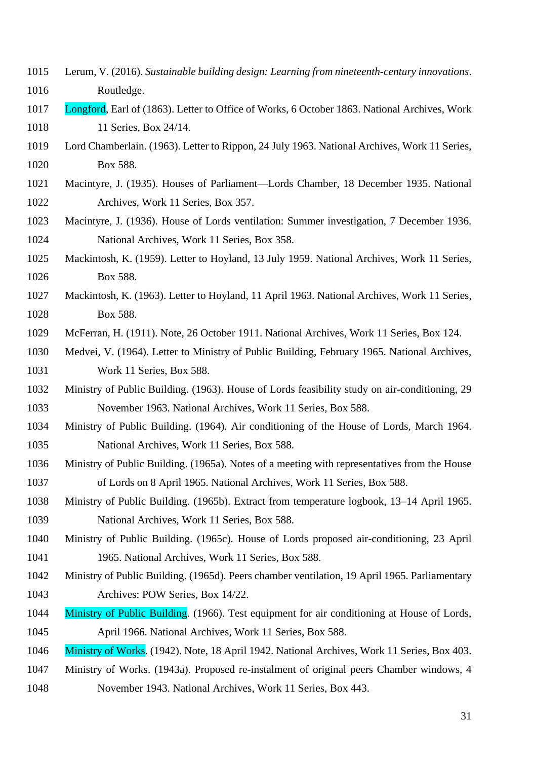Lerum, V. (2016). *Sustainable building design: Learning from nineteenth-century innovations*. Routledge.

Longford, Earl of (1863). Letter to Office of Works, 6 October 1863. National Archives, Work 11 Series, Box 24/14.

Lord Chamberlain. (1963). Letter to Rippon, 24 July 1963. National Archives, Work 11 Series, Box 588.

Macintyre, J. (1935). Houses of Parliament—Lords Chamber, 18 December 1935. National Archives, Work 11 Series, Box 357.

Macintyre, J. (1936). House of Lords ventilation: Summer investigation, 7 December 1936. National Archives, Work 11 Series, Box 358.

Mackintosh, K. (1959). Letter to Hoyland, 13 July 1959. National Archives, Work 11 Series, Box 588.

Mackintosh, K. (1963). Letter to Hoyland, 11 April 1963. National Archives, Work 11 Series, Box 588.

McFerran, H. (1911). Note, 26 October 1911. National Archives, Work 11 Series, Box 124.

Medvei, V. (1964). Letter to Ministry of Public Building, February 1965. National Archives, Work 11 Series, Box 588.

Ministry of Public Building. (1963). House of Lords feasibility study on air-conditioning, 29 November 1963. National Archives, Work 11 Series, Box 588.

Ministry of Public Building. (1964). Air conditioning of the House of Lords, March 1964. National Archives, Work 11 Series, Box 588.

Ministry of Public Building. (1965a). Notes of a meeting with representatives from the House of Lords on 8 April 1965. National Archives, Work 11 Series, Box 588.

Ministry of Public Building. (1965b). Extract from temperature logbook, 13–14 April 1965. National Archives, Work 11 Series, Box 588.

Ministry of Public Building. (1965c). House of Lords proposed air-conditioning, 23 April 1965. National Archives, Work 11 Series, Box 588.

Ministry of Public Building. (1965d). Peers chamber ventilation, 19 April 1965. Parliamentary Archives: POW Series, Box 14/22.

Ministry of Public Building. (1966). Test equipment for air conditioning at House of Lords, April 1966. National Archives, Work 11 Series, Box 588.

Ministry of Works. (1942). Note, 18 April 1942. National Archives, Work 11 Series, Box 403.

Ministry of Works. (1943a). Proposed re-instalment of original peers Chamber windows, 4 November 1943. National Archives, Work 11 Series, Box 443.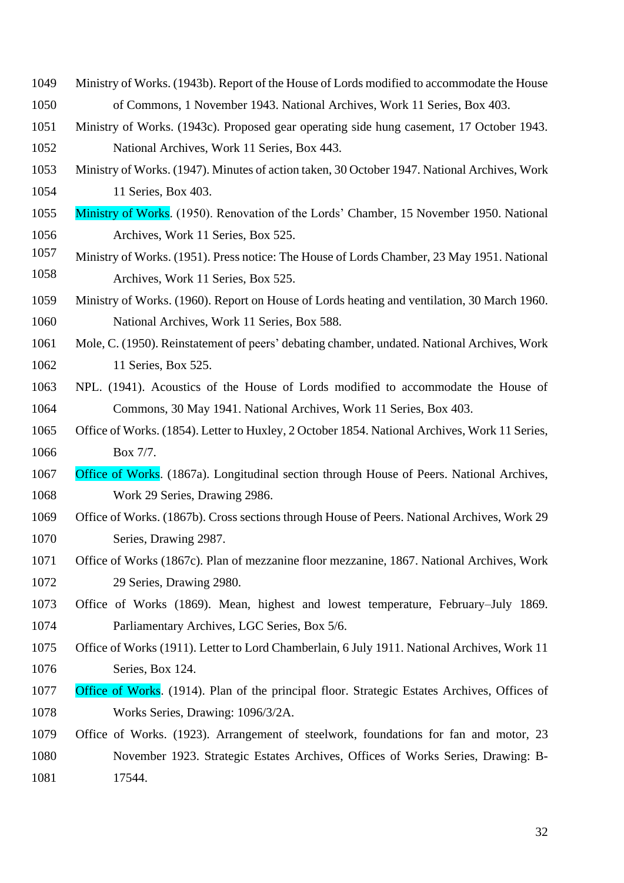Ministry of Works. (1943b). Report of the House of Lords modified to accommodate the House of Commons, 1 November 1943. National Archives, Work 11 Series, Box 403.

Ministry of Works. (1943c). Proposed gear operating side hung casement, 17 October 1943. National Archives, Work 11 Series, Box 443.

Ministry of Works. (1947). Minutes of action taken, 30 October 1947. National Archives, Work 11 Series, Box 403.

Ministry of Works. (1950). Renovation of the Lords' Chamber, 15 November 1950. National Archives, Work 11 Series, Box 525.

Ministry of Works. (1951). Press notice: The House of Lords Chamber, 23 May 1951. National Archives, Work 11 Series, Box 525.

Ministry of Works. (1960). Report on House of Lords heating and ventilation, 30 March 1960. National Archives, Work 11 Series, Box 588.

Mole, C. (1950). Reinstatement of peers' debating chamber, undated. National Archives, Work 11 Series, Box 525.

NPL. (1941). Acoustics of the House of Lords modified to accommodate the House of Commons, 30 May 1941. National Archives, Work 11 Series, Box 403.

Office of Works. (1854). Letter to Huxley, 2 October 1854. National Archives, Work 11 Series, Box 7/7.

Office of Works. (1867a). Longitudinal section through House of Peers. National Archives, Work 29 Series, Drawing 2986.

Office of Works. (1867b). Cross sections through House of Peers. National Archives, Work 29 Series, Drawing 2987.

Office of Works (1867c). Plan of mezzanine floor mezzanine, 1867. National Archives, Work 29 Series, Drawing 2980.

Office of Works (1869). Mean, highest and lowest temperature, February–July 1869. Parliamentary Archives, LGC Series, Box 5/6.

Office of Works (1911). Letter to Lord Chamberlain, 6 July 1911. National Archives, Work 11 Series, Box 124.

Office of Works. (1914). Plan of the principal floor. Strategic Estates Archives, Offices of Works Series, Drawing: 1096/3/2A.

Office of Works. (1923). Arrangement of steelwork, foundations for fan and motor, 23 November 1923. Strategic Estates Archives, Offices of Works Series, Drawing: B-17544.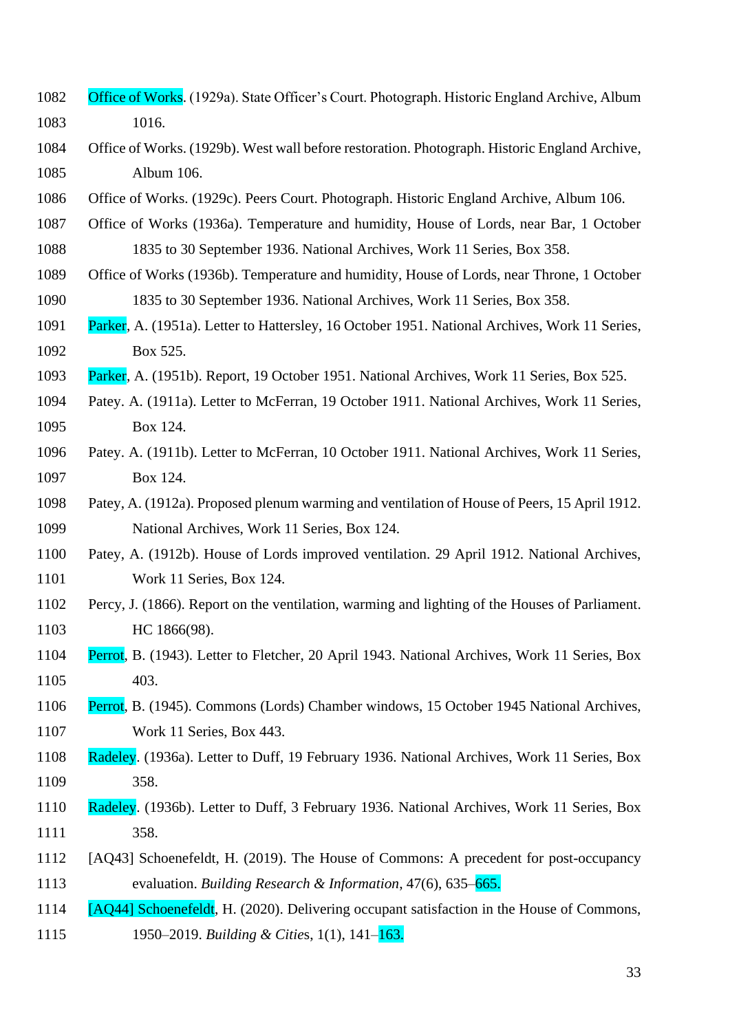Office of Works. (1929a). State Officer's Court. Photograph. Historic England Archive, Album 1016.

Office of Works. (1929b). West wall before restoration. Photograph. Historic England Archive, Album 106.

Office of Works. (1929c). Peers Court. Photograph. Historic England Archive, Album 106.

Office of Works (1936a). Temperature and humidity, House of Lords, near Bar, 1 October 1835 to 30 September 1936. National Archives, Work 11 Series, Box 358.

Office of Works (1936b). Temperature and humidity, House of Lords, near Throne, 1 October 1835 to 30 September 1936. National Archives, Work 11 Series, Box 358.

Parker, A. (1951a). Letter to Hattersley, 16 October 1951. National Archives, Work 11 Series, Box 525.

Parker, A. (1951b). Report, 19 October 1951. National Archives, Work 11 Series, Box 525.

Patey. A. (1911a). Letter to McFerran, 19 October 1911. National Archives, Work 11 Series, Box 124.

Patey. A. (1911b). Letter to McFerran, 10 October 1911. National Archives, Work 11 Series, Box 124.

Patey, A. (1912a). Proposed plenum warming and ventilation of House of Peers, 15 April 1912. National Archives, Work 11 Series, Box 124.

Patey, A. (1912b). House of Lords improved ventilation. 29 April 1912. National Archives, Work 11 Series, Box 124.

Percy, J. (1866). Report on the ventilation, warming and lighting of the Houses of Parliament. HC 1866(98).

Perrot, B. (1943). Letter to Fletcher, 20 April 1943. National Archives, Work 11 Series, Box 403.

Perrot, B. (1945). Commons (Lords) Chamber windows, 15 October 1945 National Archives, Work 11 Series, Box 443.

Radeley. (1936a). Letter to Duff, 19 February 1936. National Archives, Work 11 Series, Box 358.

Radeley. (1936b). Letter to Duff, 3 February 1936. National Archives, Work 11 Series, Box 358.

[AQ43] Schoenefeldt, H. (2019). The House of Commons: A precedent for post-occupancy evaluation. *Building Research & Information*, 47(6), 635–665.

[AQ44] Schoenefeldt, H. (2020). Delivering occupant satisfaction in the House of Commons, 1950–2019. *Building & Cities*, 1(1), 141–163.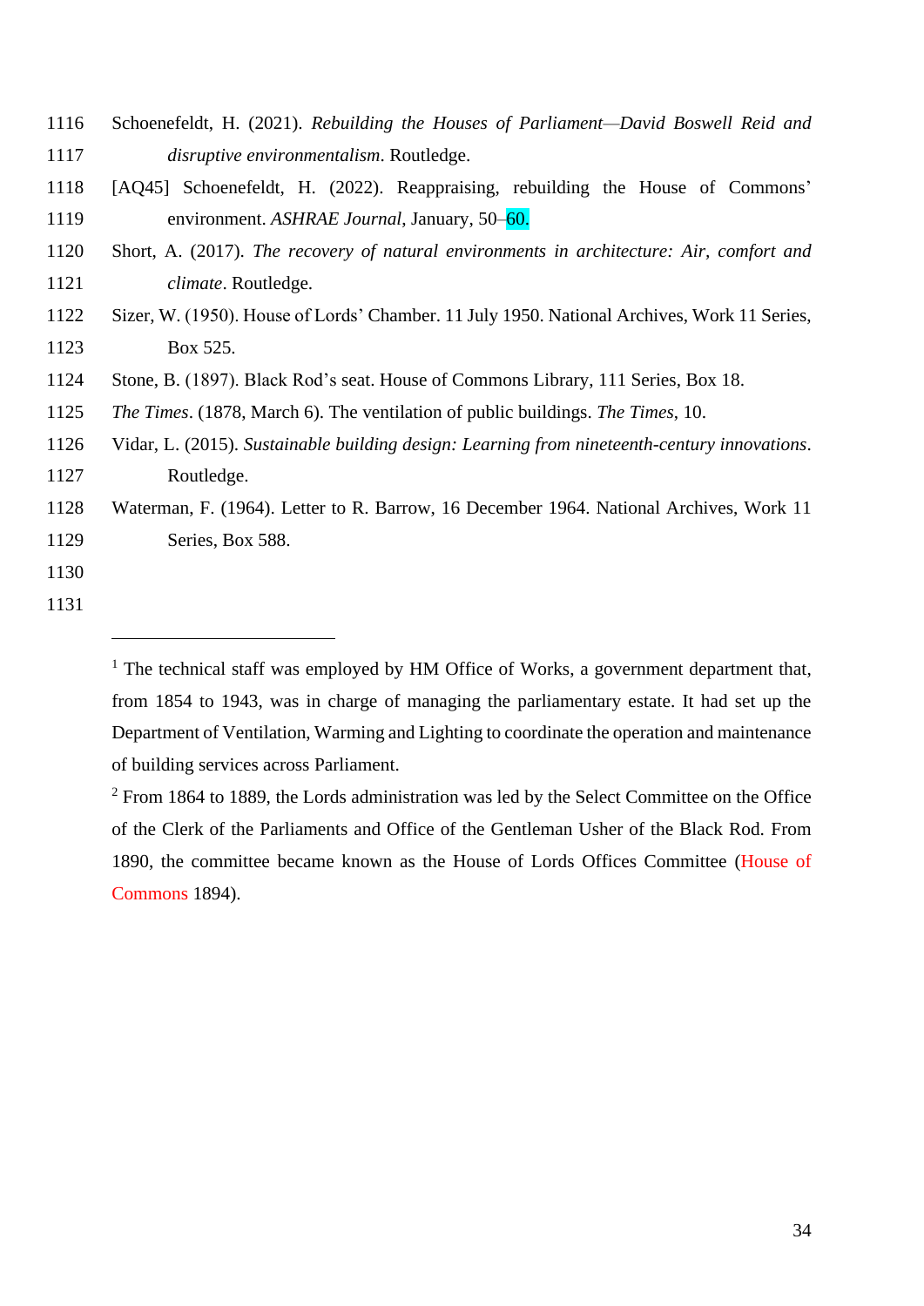Schoenefeldt, H. (2021). *Rebuilding the Houses of Parliament—David Boswell Reid and disruptive environmentalism*. Routledge.

[AQ45] Schoenefeldt, H. (2022). Reappraising, rebuilding the House of Commons' environment. *ASHRAE Journal*, January, 50–60.

Short, A. (2017). *The recovery of natural environments in architecture: Air, comfort and climate*. Routledge.

Sizer, W. (1950). House of Lords' Chamber. 11 July 1950. National Archives, Work 11 Series, Box 525.

Stone, B. (1897). Black Rod's seat. House of Commons Library, 111 Series, Box 18.

*The Times*. (1878, March 6). The ventilation of public buildings. *The Times*, 10.

Vidar, L. (2015). *Sustainable building design: Learning from nineteenth-century innovations*. Routledge.

Waterman, F. (1964). Letter to R. Barrow, 16 December 1964. National Archives, Work 11 Series, Box 588.

---

[1] The technical staff was employed by HM Office of Works, a government department that, from 1854 to 1943, was in charge of managing the parliamentary estate. It had set up the Department of Ventilation, Warming and Lighting to coordinate the operation and maintenance of building services across Parliament.

[2] From 1864 to 1889, the Lords administration was led by the Select Committee on the Office of the Clerk of the Parliaments and Office of the Gentleman Usher of the Black Rod. From 1890, the committee became known as the House of Lords Offices Committee (House of Commons 1894).